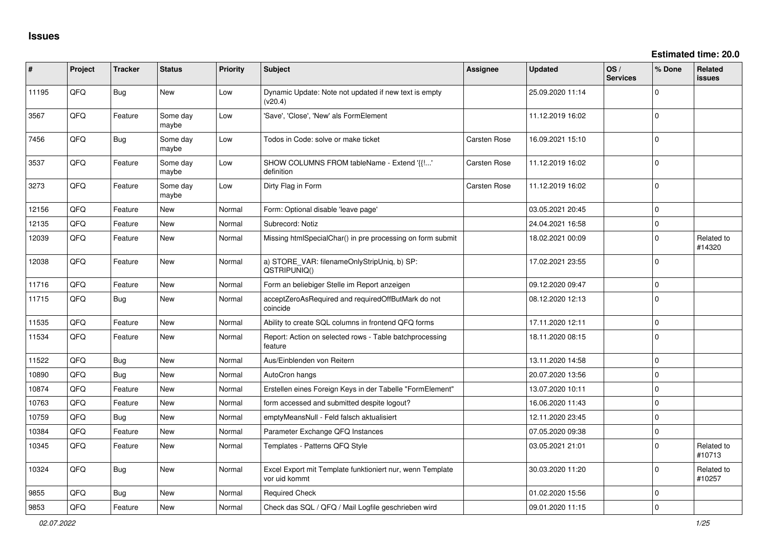# Issues

**Estimated time: 20.0**

| # | Project | Tracker | Status | Priority | Subject | Assignee | Updated | OS / Services | % Done | Related issues |
|---|---|---|---|---|---|---|---|---|---|---|
| 11195 | QFQ | Bug | New | Low | Dynamic Update: Note not updated if new text is empty (v20.4) | | 25.09.2020 11:14 | | 0 | |
| 3567 | QFQ | Feature | Some day maybe | Low | 'Save', 'Close', 'New' als FormElement | | 11.12.2019 16:02 | | 0 | |
| 7456 | QFQ | Bug | Some day maybe | Low | Todos in Code: solve or make ticket | Carsten Rose | 16.09.2021 15:10 | | 0 | |
| 3537 | QFQ | Feature | Some day maybe | Low | SHOW COLUMNS FROM tableName - Extend '{{!...' definition | Carsten Rose | 11.12.2019 16:02 | | 0 | |
| 3273 | QFQ | Feature | Some day maybe | Low | Dirty Flag in Form | Carsten Rose | 11.12.2019 16:02 | | 0 | |
| 12156 | QFQ | Feature | New | Normal | Form: Optional disable 'leave page' | | 03.05.2021 20:45 | | 0 | |
| 12135 | QFQ | Feature | New | Normal | Subrecord: Notiz | | 24.04.2021 16:58 | | 0 | |
| 12039 | QFQ | Feature | New | Normal | Missing htmlSpecialChar() in pre processing on form submit | | 18.02.2021 00:09 | | 0 | Related to #14320 |
| 12038 | QFQ | Feature | New | Normal | a) STORE_VAR: filenameOnlyStripUniq, b) SP: QSTRIPUNIQ() | | 17.02.2021 23:55 | | 0 | |
| 11716 | QFQ | Feature | New | Normal | Form an beliebiger Stelle im Report anzeigen | | 09.12.2020 09:47 | | 0 | |
| 11715 | QFQ | Bug | New | Normal | acceptZeroAsRequired and requiredOffButMark do not coincide | | 08.12.2020 12:13 | | 0 | |
| 11535 | QFQ | Feature | New | Normal | Ability to create SQL columns in frontend QFQ forms | | 17.11.2020 12:11 | | 0 | |
| 11534 | QFQ | Feature | New | Normal | Report: Action on selected rows - Table batchprocessing feature | | 18.11.2020 08:15 | | 0 | |
| 11522 | QFQ | Bug | New | Normal | Aus/Einblenden von Reitern | | 13.11.2020 14:58 | | 0 | |
| 10890 | QFQ | Bug | New | Normal | AutoCron hangs | | 20.07.2020 13:56 | | 0 | |
| 10874 | QFQ | Feature | New | Normal | Erstellen eines Foreign Keys in der Tabelle "FormElement" | | 13.07.2020 10:11 | | 0 | |
| 10763 | QFQ | Feature | New | Normal | form accessed and submitted despite logout? | | 16.06.2020 11:43 | | 0 | |
| 10759 | QFQ | Bug | New | Normal | emptyMeansNull - Feld falsch aktualisiert | | 12.11.2020 23:45 | | 0 | |
| 10384 | QFQ | Feature | New | Normal | Parameter Exchange QFQ Instances | | 07.05.2020 09:38 | | 0 | |
| 10345 | QFQ | Feature | New | Normal | Templates - Patterns QFQ Style | | 03.05.2021 21:01 | | 0 | Related to #10713 |
| 10324 | QFQ | Bug | New | Normal | Excel Export mit Template funktioniert nur, wenn Template vor uid kommt | | 30.03.2020 11:20 | | 0 | Related to #10257 |
| 9855 | QFQ | Bug | New | Normal | Required Check | | 01.02.2020 15:56 | | 0 | |
| 9853 | QFQ | Feature | New | Normal | Check das SQL / QFQ / Mail Logfile geschrieben wird | | 09.01.2020 11:15 | | 0 | |

*02.07.2022*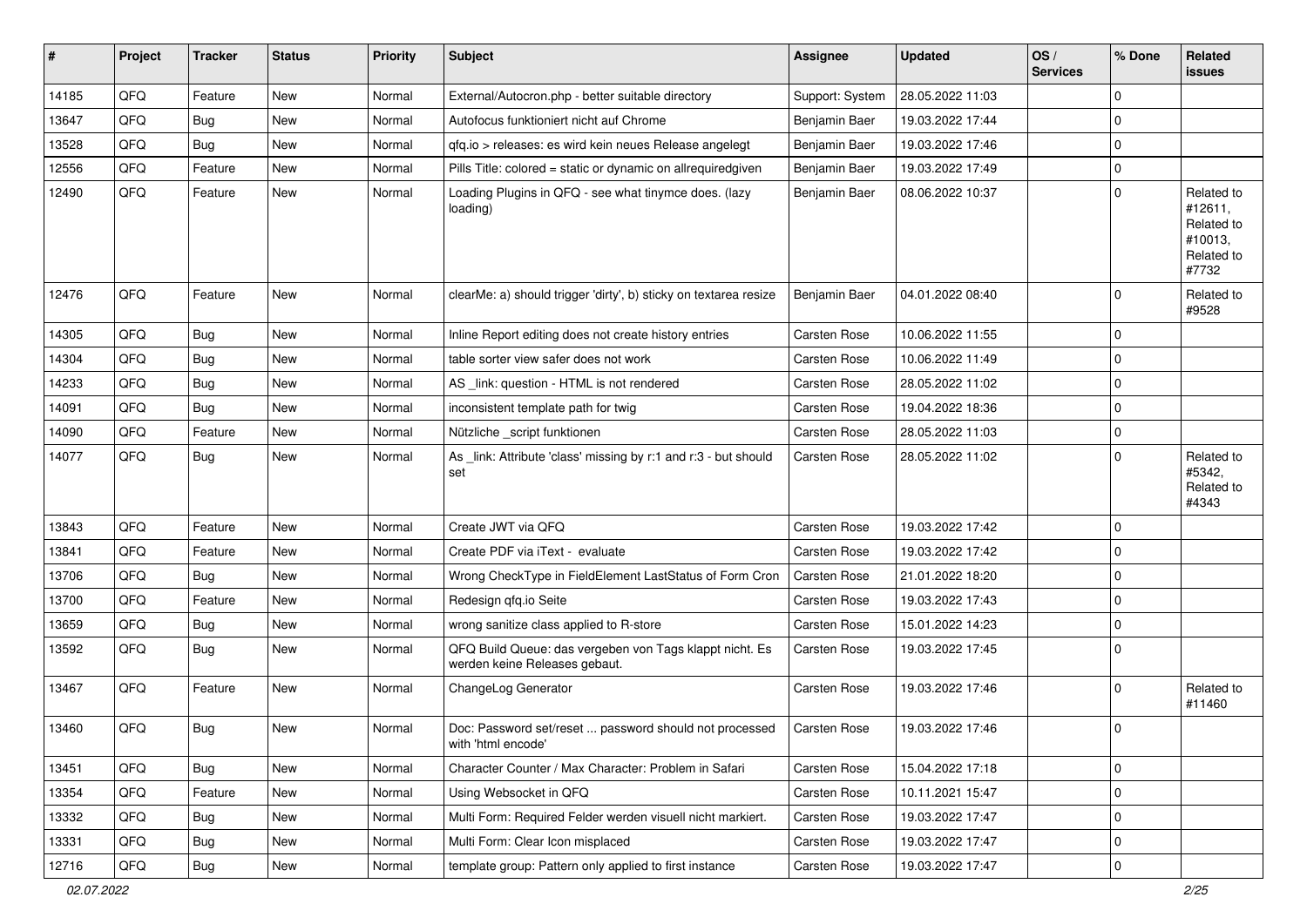| # | Project | Tracker | Status | Priority | Subject | Assignee | Updated | OS / Services | % Done | Related issues |
|---|---|---|---|---|---|---|---|---|---|---|
| 14185 | QFQ | Feature | New | Normal | External/Autocron.php - better suitable directory | Support: System | 28.05.2022 11:03 | | 0 | |
| 13647 | QFQ | Bug | New | Normal | Autofocus funktioniert nicht auf Chrome | Benjamin Baer | 19.03.2022 17:44 | | 0 | |
| 13528 | QFQ | Bug | New | Normal | qfq.io > releases: es wird kein neues Release angelegt | Benjamin Baer | 19.03.2022 17:46 | | 0 | |
| 12556 | QFQ | Feature | New | Normal | Pills Title: colored = static or dynamic on allrequiredgiven | Benjamin Baer | 19.03.2022 17:49 | | 0 | |
| 12490 | QFQ | Feature | New | Normal | Loading Plugins in QFQ - see what tinymce does. (lazy loading) | Benjamin Baer | 08.06.2022 10:37 | | 0 | Related to #12611, Related to #10013, Related to #7732 |
| 12476 | QFQ | Feature | New | Normal | clearMe: a) should trigger 'dirty', b) sticky on textarea resize | Benjamin Baer | 04.01.2022 08:40 | | 0 | Related to #9528 |
| 14305 | QFQ | Bug | New | Normal | Inline Report editing does not create history entries | Carsten Rose | 10.06.2022 11:55 | | 0 | |
| 14304 | QFQ | Bug | New | Normal | table sorter view safer does not work | Carsten Rose | 10.06.2022 11:49 | | 0 | |
| 14233 | QFQ | Bug | New | Normal | AS _link: question - HTML is not rendered | Carsten Rose | 28.05.2022 11:02 | | 0 | |
| 14091 | QFQ | Bug | New | Normal | inconsistent template path for twig | Carsten Rose | 19.04.2022 18:36 | | 0 | |
| 14090 | QFQ | Feature | New | Normal | Nützliche _script funktionen | Carsten Rose | 28.05.2022 11:03 | | 0 | |
| 14077 | QFQ | Bug | New | Normal | As _link: Attribute 'class' missing by r:1 and r:3 - but should set | Carsten Rose | 28.05.2022 11:02 | | 0 | Related to #5342, Related to #4343 |
| 13843 | QFQ | Feature | New | Normal | Create JWT via QFQ | Carsten Rose | 19.03.2022 17:42 | | 0 | |
| 13841 | QFQ | Feature | New | Normal | Create PDF via iText - evaluate | Carsten Rose | 19.03.2022 17:42 | | 0 | |
| 13706 | QFQ | Bug | New | Normal | Wrong CheckType in FieldElement LastStatus of Form Cron | Carsten Rose | 21.01.2022 18:20 | | 0 | |
| 13700 | QFQ | Feature | New | Normal | Redesign qfq.io Seite | Carsten Rose | 19.03.2022 17:43 | | 0 | |
| 13659 | QFQ | Bug | New | Normal | wrong sanitize class applied to R-store | Carsten Rose | 15.01.2022 14:23 | | 0 | |
| 13592 | QFQ | Bug | New | Normal | QFQ Build Queue: das vergeben von Tags klappt nicht. Es werden keine Releases gebaut. | Carsten Rose | 19.03.2022 17:45 | | 0 | |
| 13467 | QFQ | Feature | New | Normal | ChangeLog Generator | Carsten Rose | 19.03.2022 17:46 | | 0 | Related to #11460 |
| 13460 | QFQ | Bug | New | Normal | Doc: Password set/reset ... password should not processed with 'html encode' | Carsten Rose | 19.03.2022 17:46 | | 0 | |
| 13451 | QFQ | Bug | New | Normal | Character Counter / Max Character: Problem in Safari | Carsten Rose | 15.04.2022 17:18 | | 0 | |
| 13354 | QFQ | Feature | New | Normal | Using Websocket in QFQ | Carsten Rose | 10.11.2021 15:47 | | 0 | |
| 13332 | QFQ | Bug | New | Normal | Multi Form: Required Felder werden visuell nicht markiert. | Carsten Rose | 19.03.2022 17:47 | | 0 | |
| 13331 | QFQ | Bug | New | Normal | Multi Form: Clear Icon misplaced | Carsten Rose | 19.03.2022 17:47 | | 0 | |
| 12716 | QFQ | Bug | New | Normal | template group: Pattern only applied to first instance | Carsten Rose | 19.03.2022 17:47 | | 0 | |

*02.07.2022*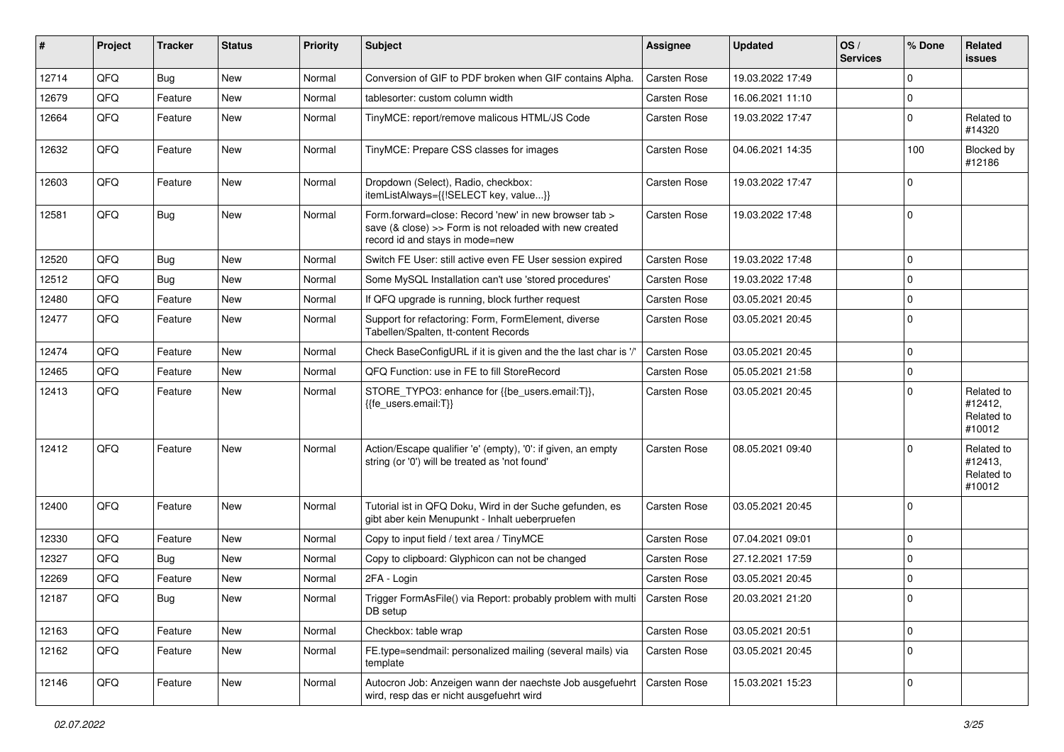| # | Project | Tracker | Status | Priority | Subject | Assignee | Updated | OS / Services | % Done | Related issues |
|---|---|---|---|---|---|---|---|---|---|---|
| 12714 | QFQ | Bug | New | Normal | Conversion of GIF to PDF broken when GIF contains Alpha. | Carsten Rose | 19.03.2022 17:49 | | 0 | |
| 12679 | QFQ | Feature | New | Normal | tablesorter: custom column width | Carsten Rose | 16.06.2021 11:10 | | 0 | |
| 12664 | QFQ | Feature | New | Normal | TinyMCE: report/remove malicous HTML/JS Code | Carsten Rose | 19.03.2022 17:47 | | 0 | Related to #14320 |
| 12632 | QFQ | Feature | New | Normal | TinyMCE: Prepare CSS classes for images | Carsten Rose | 04.06.2021 14:35 | | 100 | Blocked by #12186 |
| 12603 | QFQ | Feature | New | Normal | Dropdown (Select), Radio, checkbox: itemListAlways={{!SELECT key, value...}} | Carsten Rose | 19.03.2022 17:47 | | 0 | |
| 12581 | QFQ | Bug | New | Normal | Form.forward=close: Record 'new' in new browser tab > save (& close) >> Form is not reloaded with new created record id and stays in mode=new | Carsten Rose | 19.03.2022 17:48 | | 0 | |
| 12520 | QFQ | Bug | New | Normal | Switch FE User: still active even FE User session expired | Carsten Rose | 19.03.2022 17:48 | | 0 | |
| 12512 | QFQ | Bug | New | Normal | Some MySQL Installation can't use 'stored procedures' | Carsten Rose | 19.03.2022 17:48 | | 0 | |
| 12480 | QFQ | Feature | New | Normal | If QFQ upgrade is running, block further request | Carsten Rose | 03.05.2021 20:45 | | 0 | |
| 12477 | QFQ | Feature | New | Normal | Support for refactoring: Form, FormElement, diverse Tabellen/Spalten, tt-content Records | Carsten Rose | 03.05.2021 20:45 | | 0 | |
| 12474 | QFQ | Feature | New | Normal | Check BaseConfigURL if it is given and the the last char is '/' | Carsten Rose | 03.05.2021 20:45 | | 0 | |
| 12465 | QFQ | Feature | New | Normal | QFQ Function: use in FE to fill StoreRecord | Carsten Rose | 05.05.2021 21:58 | | 0 | |
| 12413 | QFQ | Feature | New | Normal | STORE_TYPO3: enhance for {{be_users.email:T}}, {{fe_users.email:T}} | Carsten Rose | 03.05.2021 20:45 | | 0 | Related to #12412, Related to #10012 |
| 12412 | QFQ | Feature | New | Normal | Action/Escape qualifier 'e' (empty), '0': if given, an empty string (or '0') will be treated as 'not found' | Carsten Rose | 08.05.2021 09:40 | | 0 | Related to #12413, Related to #10012 |
| 12400 | QFQ | Feature | New | Normal | Tutorial ist in QFQ Doku, Wird in der Suche gefunden, es gibt aber kein Menupunkt - Inhalt ueberpruefen | Carsten Rose | 03.05.2021 20:45 | | 0 | |
| 12330 | QFQ | Feature | New | Normal | Copy to input field / text area / TinyMCE | Carsten Rose | 07.04.2021 09:01 | | 0 | |
| 12327 | QFQ | Bug | New | Normal | Copy to clipboard: Glyphicon can not be changed | Carsten Rose | 27.12.2021 17:59 | | 0 | |
| 12269 | QFQ | Feature | New | Normal | 2FA - Login | Carsten Rose | 03.05.2021 20:45 | | 0 | |
| 12187 | QFQ | Bug | New | Normal | Trigger FormAsFile() via Report: probably problem with multi DB setup | Carsten Rose | 20.03.2021 21:20 | | 0 | |
| 12163 | QFQ | Feature | New | Normal | Checkbox: table wrap | Carsten Rose | 03.05.2021 20:51 | | 0 | |
| 12162 | QFQ | Feature | New | Normal | FE.type=sendmail: personalized mailing (several mails) via template | Carsten Rose | 03.05.2021 20:45 | | 0 | |
| 12146 | QFQ | Feature | New | Normal | Autocron Job: Anzeigen wann der naechste Job ausgefuehrt wird, resp das er nicht ausgefuehrt wird | Carsten Rose | 15.03.2021 15:23 | | 0 | |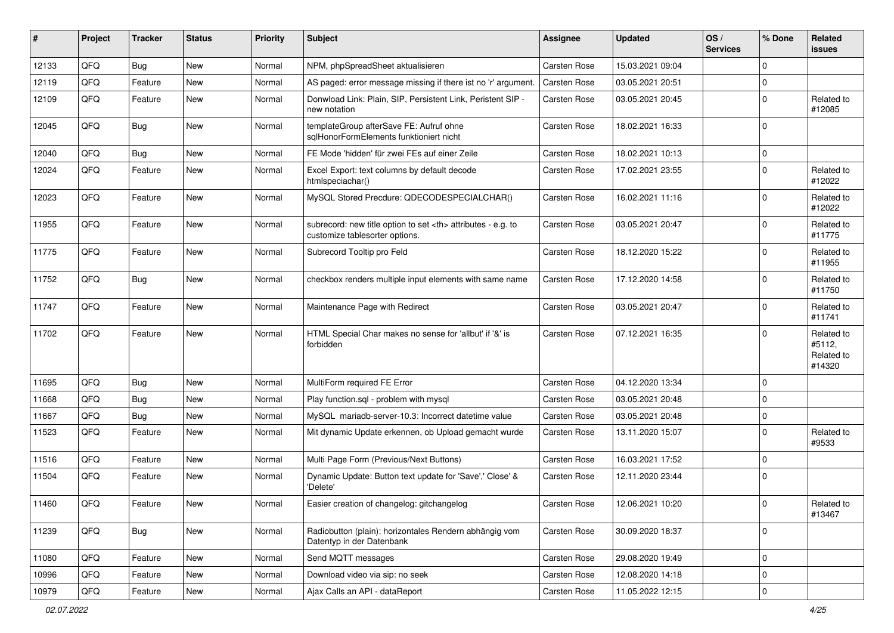| # | Project | Tracker | Status | Priority | Subject | Assignee | Updated | OS / Services | % Done | Related issues |
|---|---|---|---|---|---|---|---|---|---|---|
| 12133 | QFQ | Bug | New | Normal | NPM, phpSpreadSheet aktualisieren | Carsten Rose | 15.03.2021 09:04 | | 0 | |
| 12119 | QFQ | Feature | New | Normal | AS paged: error message missing if there ist no 'r' argument. | Carsten Rose | 03.05.2021 20:51 | | 0 | |
| 12109 | QFQ | Feature | New | Normal | Donwload Link: Plain, SIP, Persistent Link, Peristent SIP - new notation | Carsten Rose | 03.05.2021 20:45 | | 0 | Related to #12085 |
| 12045 | QFQ | Bug | New | Normal | templateGroup afterSave FE: Aufruf ohne sqlHonorFormElements funktioniert nicht | Carsten Rose | 18.02.2021 16:33 | | 0 | |
| 12040 | QFQ | Bug | New | Normal | FE Mode 'hidden' für zwei FEs auf einer Zeile | Carsten Rose | 18.02.2021 10:13 | | 0 | |
| 12024 | QFQ | Feature | New | Normal | Excel Export: text columns by default decode htmlspeciachar() | Carsten Rose | 17.02.2021 23:55 | | 0 | Related to #12022 |
| 12023 | QFQ | Feature | New | Normal | MySQL Stored Precdure: QDECODESPECIALCHAR() | Carsten Rose | 16.02.2021 11:16 | | 0 | Related to #12022 |
| 11955 | QFQ | Feature | New | Normal | subrecord: new title option to set <th> attributes - e.g. to customize tablesorter options. | Carsten Rose | 03.05.2021 20:47 | | 0 | Related to #11775 |
| 11775 | QFQ | Feature | New | Normal | Subrecord Tooltip pro Feld | Carsten Rose | 18.12.2020 15:22 | | 0 | Related to #11955 |
| 11752 | QFQ | Bug | New | Normal | checkbox renders multiple input elements with same name | Carsten Rose | 17.12.2020 14:58 | | 0 | Related to #11750 |
| 11747 | QFQ | Feature | New | Normal | Maintenance Page with Redirect | Carsten Rose | 03.05.2021 20:47 | | 0 | Related to #11741 |
| 11702 | QFQ | Feature | New | Normal | HTML Special Char makes no sense for 'allbut' if '&' is forbidden | Carsten Rose | 07.12.2021 16:35 | | 0 | Related to #5112, Related to #14320 |
| 11695 | QFQ | Bug | New | Normal | MultiForm required FE Error | Carsten Rose | 04.12.2020 13:34 | | 0 | |
| 11668 | QFQ | Bug | New | Normal | Play function.sql - problem with mysql | Carsten Rose | 03.05.2021 20:48 | | 0 | |
| 11667 | QFQ | Bug | New | Normal | MySQL mariadb-server-10.3: Incorrect datetime value | Carsten Rose | 03.05.2021 20:48 | | 0 | |
| 11523 | QFQ | Feature | New | Normal | Mit dynamic Update erkennen, ob Upload gemacht wurde | Carsten Rose | 13.11.2020 15:07 | | 0 | Related to #9533 |
| 11516 | QFQ | Feature | New | Normal | Multi Page Form (Previous/Next Buttons) | Carsten Rose | 16.03.2021 17:52 | | 0 | |
| 11504 | QFQ | Feature | New | Normal | Dynamic Update: Button text update for 'Save',' Close' & 'Delete' | Carsten Rose | 12.11.2020 23:44 | | 0 | |
| 11460 | QFQ | Feature | New | Normal | Easier creation of changelog: gitchangelog | Carsten Rose | 12.06.2021 10:20 | | 0 | Related to #13467 |
| 11239 | QFQ | Bug | New | Normal | Radiobutton (plain): horizontales Rendern abhängig vom Datentyp in der Datenbank | Carsten Rose | 30.09.2020 18:37 | | 0 | |
| 11080 | QFQ | Feature | New | Normal | Send MQTT messages | Carsten Rose | 29.08.2020 19:49 | | 0 | |
| 10996 | QFQ | Feature | New | Normal | Download video via sip: no seek | Carsten Rose | 12.08.2020 14:18 | | 0 | |
| 10979 | QFQ | Feature | New | Normal | Ajax Calls an API - dataReport | Carsten Rose | 11.05.2022 12:15 | | 0 | |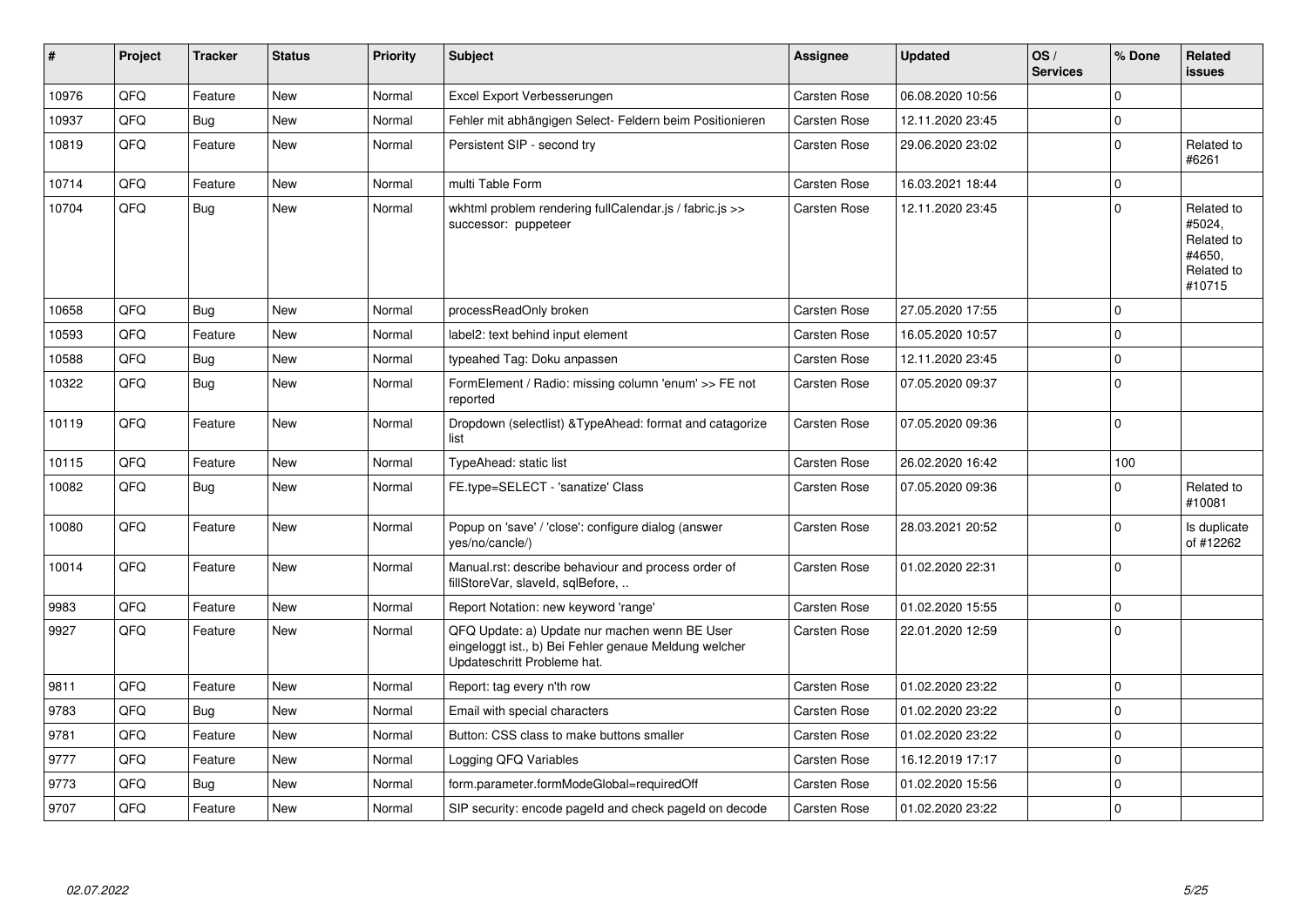| # | Project | Tracker | Status | Priority | Subject | Assignee | Updated | OS / Services | % Done | Related issues |
|---|---|---|---|---|---|---|---|---|---|---|
| 10976 | QFQ | Feature | New | Normal | Excel Export Verbesserungen | Carsten Rose | 06.08.2020 10:56 | | 0 | |
| 10937 | QFQ | Bug | New | Normal | Fehler mit abhängigen Select- Feldern beim Positionieren | Carsten Rose | 12.11.2020 23:45 | | 0 | |
| 10819 | QFQ | Feature | New | Normal | Persistent SIP - second try | Carsten Rose | 29.06.2020 23:02 | | 0 | Related to #6261 |
| 10714 | QFQ | Feature | New | Normal | multi Table Form | Carsten Rose | 16.03.2021 18:44 | | 0 | |
| 10704 | QFQ | Bug | New | Normal | wkhtml problem rendering fullCalendar.js / fabric.js >> successor: puppeteer | Carsten Rose | 12.11.2020 23:45 | | 0 | Related to #5024, Related to #4650, Related to #10715 |
| 10658 | QFQ | Bug | New | Normal | processReadOnly broken | Carsten Rose | 27.05.2020 17:55 | | 0 | |
| 10593 | QFQ | Feature | New | Normal | label2: text behind input element | Carsten Rose | 16.05.2020 10:57 | | 0 | |
| 10588 | QFQ | Bug | New | Normal | typeahed Tag: Doku anpassen | Carsten Rose | 12.11.2020 23:45 | | 0 | |
| 10322 | QFQ | Bug | New | Normal | FormElement / Radio: missing column 'enum' >> FE not reported | Carsten Rose | 07.05.2020 09:37 | | 0 | |
| 10119 | QFQ | Feature | New | Normal | Dropdown (selectlist) &TypeAhead: format and catagorize list | Carsten Rose | 07.05.2020 09:36 | | 0 | |
| 10115 | QFQ | Feature | New | Normal | TypeAhead: static list | Carsten Rose | 26.02.2020 16:42 | | 100 | |
| 10082 | QFQ | Bug | New | Normal | FE.type=SELECT - 'sanatize' Class | Carsten Rose | 07.05.2020 09:36 | | 0 | Related to #10081 |
| 10080 | QFQ | Feature | New | Normal | Popup on 'save' / 'close': configure dialog (answer yes/no/cancle/) | Carsten Rose | 28.03.2021 20:52 | | 0 | Is duplicate of #12262 |
| 10014 | QFQ | Feature | New | Normal | Manual.rst: describe behaviour and process order of fillStoreVar, slaveId, sqlBefore, .. | Carsten Rose | 01.02.2020 22:31 | | 0 | |
| 9983 | QFQ | Feature | New | Normal | Report Notation: new keyword 'range' | Carsten Rose | 01.02.2020 15:55 | | 0 | |
| 9927 | QFQ | Feature | New | Normal | QFQ Update: a) Update nur machen wenn BE User eingeloggt ist., b) Bei Fehler genaue Meldung welcher Updateschritt Probleme hat. | Carsten Rose | 22.01.2020 12:59 | | 0 | |
| 9811 | QFQ | Feature | New | Normal | Report: tag every n'th row | Carsten Rose | 01.02.2020 23:22 | | 0 | |
| 9783 | QFQ | Bug | New | Normal | Email with special characters | Carsten Rose | 01.02.2020 23:22 | | 0 | |
| 9781 | QFQ | Feature | New | Normal | Button: CSS class to make buttons smaller | Carsten Rose | 01.02.2020 23:22 | | 0 | |
| 9777 | QFQ | Feature | New | Normal | Logging QFQ Variables | Carsten Rose | 16.12.2019 17:17 | | 0 | |
| 9773 | QFQ | Bug | New | Normal | form.parameter.formModeGlobal=requiredOff | Carsten Rose | 01.02.2020 15:56 | | 0 | |
| 9707 | QFQ | Feature | New | Normal | SIP security: encode pageId and check pageId on decode | Carsten Rose | 01.02.2020 23:22 | | 0 | |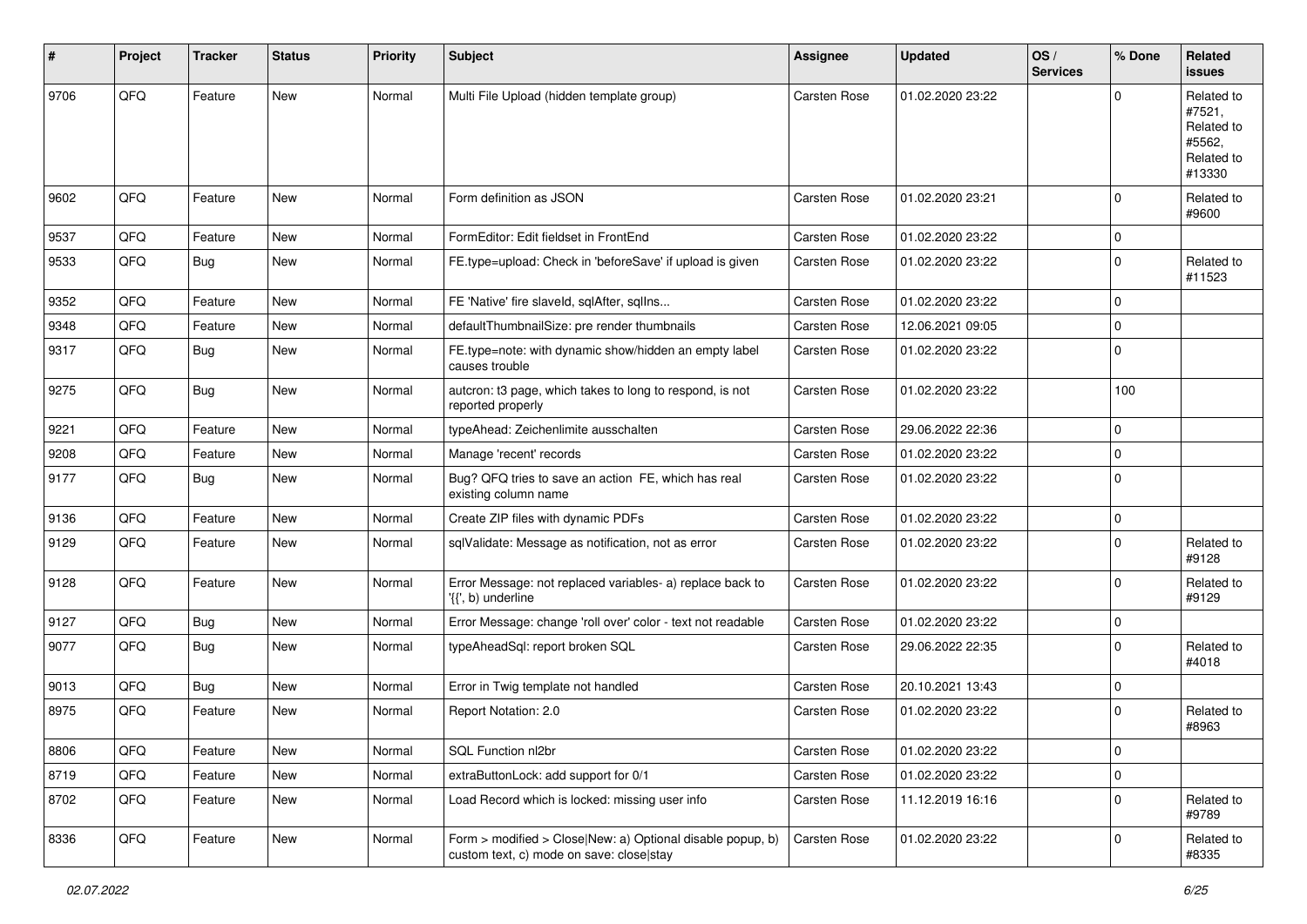| # | Project | Tracker | Status | Priority | Subject | Assignee | Updated | OS / Services | % Done | Related issues |
|---|---|---|---|---|---|---|---|---|---|---|
| 9706 | QFQ | Feature | New | Normal | Multi File Upload (hidden template group) | Carsten Rose | 01.02.2020 23:22 | | 0 | Related to #7521, Related to #5562, Related to #13330 |
| 9602 | QFQ | Feature | New | Normal | Form definition as JSON | Carsten Rose | 01.02.2020 23:21 | | 0 | Related to #9600 |
| 9537 | QFQ | Feature | New | Normal | FormEditor: Edit fieldset in FrontEnd | Carsten Rose | 01.02.2020 23:22 | | 0 | |
| 9533 | QFQ | Bug | New | Normal | FE.type=upload: Check in 'beforeSave' if upload is given | Carsten Rose | 01.02.2020 23:22 | | 0 | Related to #11523 |
| 9352 | QFQ | Feature | New | Normal | FE 'Native' fire slaveId, sqlAfter, sqlIns... | Carsten Rose | 01.02.2020 23:22 | | 0 | |
| 9348 | QFQ | Feature | New | Normal | defaultThumbnailSize: pre render thumbnails | Carsten Rose | 12.06.2021 09:05 | | 0 | |
| 9317 | QFQ | Bug | New | Normal | FE.type=note: with dynamic show/hidden an empty label causes trouble | Carsten Rose | 01.02.2020 23:22 | | 0 | |
| 9275 | QFQ | Bug | New | Normal | autcron: t3 page, which takes to long to respond, is not reported properly | Carsten Rose | 01.02.2020 23:22 | | 100 | |
| 9221 | QFQ | Feature | New | Normal | typeAhead: Zeichenlimite ausschalten | Carsten Rose | 29.06.2022 22:36 | | 0 | |
| 9208 | QFQ | Feature | New | Normal | Manage 'recent' records | Carsten Rose | 01.02.2020 23:22 | | 0 | |
| 9177 | QFQ | Bug | New | Normal | Bug? QFQ tries to save an action FE, which has real existing column name | Carsten Rose | 01.02.2020 23:22 | | 0 | |
| 9136 | QFQ | Feature | New | Normal | Create ZIP files with dynamic PDFs | Carsten Rose | 01.02.2020 23:22 | | 0 | |
| 9129 | QFQ | Feature | New | Normal | sqlValidate: Message as notification, not as error | Carsten Rose | 01.02.2020 23:22 | | 0 | Related to #9128 |
| 9128 | QFQ | Feature | New | Normal | Error Message: not replaced variables- a) replace back to '{{', b) underline | Carsten Rose | 01.02.2020 23:22 | | 0 | Related to #9129 |
| 9127 | QFQ | Bug | New | Normal | Error Message: change 'roll over' color - text not readable | Carsten Rose | 01.02.2020 23:22 | | 0 | |
| 9077 | QFQ | Bug | New | Normal | typeAheadSql: report broken SQL | Carsten Rose | 29.06.2022 22:35 | | 0 | Related to #4018 |
| 9013 | QFQ | Bug | New | Normal | Error in Twig template not handled | Carsten Rose | 20.10.2021 13:43 | | 0 | |
| 8975 | QFQ | Feature | New | Normal | Report Notation: 2.0 | Carsten Rose | 01.02.2020 23:22 | | 0 | Related to #8963 |
| 8806 | QFQ | Feature | New | Normal | SQL Function nl2br | Carsten Rose | 01.02.2020 23:22 | | 0 | |
| 8719 | QFQ | Feature | New | Normal | extraButtonLock: add support for 0/1 | Carsten Rose | 01.02.2020 23:22 | | 0 | |
| 8702 | QFQ | Feature | New | Normal | Load Record which is locked: missing user info | Carsten Rose | 11.12.2019 16:16 | | 0 | Related to #9789 |
| 8336 | QFQ | Feature | New | Normal | Form > modified > Close\|New: a) Optional disable popup, b) custom text, c) mode on save: close\|stay | Carsten Rose | 01.02.2020 23:22 | | 0 | Related to #8335 |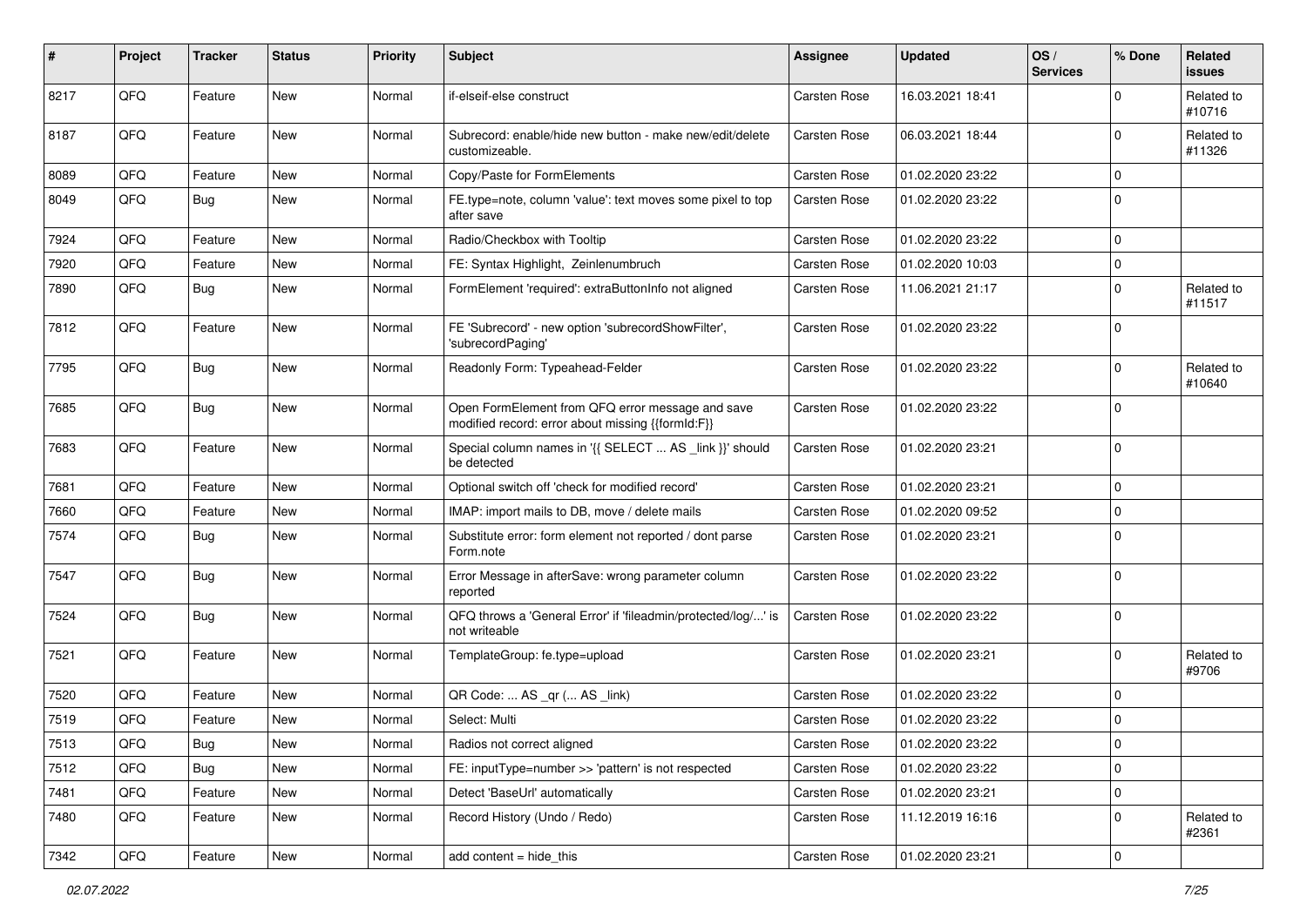| # | Project | Tracker | Status | Priority | Subject | Assignee | Updated | OS / Services | % Done | Related issues |
|---|---|---|---|---|---|---|---|---|---|---|
| 8217 | QFQ | Feature | New | Normal | if-elseif-else construct | Carsten Rose | 16.03.2021 18:41 | | 0 | Related to #10716 |
| 8187 | QFQ | Feature | New | Normal | Subrecord: enable/hide new button - make new/edit/delete customizeable. | Carsten Rose | 06.03.2021 18:44 | | 0 | Related to #11326 |
| 8089 | QFQ | Feature | New | Normal | Copy/Paste for FormElements | Carsten Rose | 01.02.2020 23:22 | | 0 | |
| 8049 | QFQ | Bug | New | Normal | FE.type=note, column 'value': text moves some pixel to top after save | Carsten Rose | 01.02.2020 23:22 | | 0 | |
| 7924 | QFQ | Feature | New | Normal | Radio/Checkbox with Tooltip | Carsten Rose | 01.02.2020 23:22 | | 0 | |
| 7920 | QFQ | Feature | New | Normal | FE: Syntax Highlight, Zeinlenumbruch | Carsten Rose | 01.02.2020 10:03 | | 0 | |
| 7890 | QFQ | Bug | New | Normal | FormElement 'required': extraButtonInfo not aligned | Carsten Rose | 11.06.2021 21:17 | | 0 | Related to #11517 |
| 7812 | QFQ | Feature | New | Normal | FE 'Subrecord' - new option 'subrecordShowFilter', 'subrecordPaging' | Carsten Rose | 01.02.2020 23:22 | | 0 | |
| 7795 | QFQ | Bug | New | Normal | Readonly Form: Typeahead-Felder | Carsten Rose | 01.02.2020 23:22 | | 0 | Related to #10640 |
| 7685 | QFQ | Bug | New | Normal | Open FormElement from QFQ error message and save modified record: error about missing {{formId:F}} | Carsten Rose | 01.02.2020 23:22 | | 0 | |
| 7683 | QFQ | Feature | New | Normal | Special column names in '{{ SELECT ... AS _link }}' should be detected | Carsten Rose | 01.02.2020 23:21 | | 0 | |
| 7681 | QFQ | Feature | New | Normal | Optional switch off 'check for modified record' | Carsten Rose | 01.02.2020 23:21 | | 0 | |
| 7660 | QFQ | Feature | New | Normal | IMAP: import mails to DB, move / delete mails | Carsten Rose | 01.02.2020 09:52 | | 0 | |
| 7574 | QFQ | Bug | New | Normal | Substitute error: form element not reported / dont parse Form.note | Carsten Rose | 01.02.2020 23:21 | | 0 | |
| 7547 | QFQ | Bug | New | Normal | Error Message in afterSave: wrong parameter column reported | Carsten Rose | 01.02.2020 23:22 | | 0 | |
| 7524 | QFQ | Bug | New | Normal | QFQ throws a 'General Error' if 'fileadmin/protected/log/...' is not writeable | Carsten Rose | 01.02.2020 23:22 | | 0 | |
| 7521 | QFQ | Feature | New | Normal | TemplateGroup: fe.type=upload | Carsten Rose | 01.02.2020 23:21 | | 0 | Related to #9706 |
| 7520 | QFQ | Feature | New | Normal | QR Code: ... AS _qr (... AS _link) | Carsten Rose | 01.02.2020 23:22 | | 0 | |
| 7519 | QFQ | Feature | New | Normal | Select: Multi | Carsten Rose | 01.02.2020 23:22 | | 0 | |
| 7513 | QFQ | Bug | New | Normal | Radios not correct aligned | Carsten Rose | 01.02.2020 23:22 | | 0 | |
| 7512 | QFQ | Bug | New | Normal | FE: inputType=number >> 'pattern' is not respected | Carsten Rose | 01.02.2020 23:22 | | 0 | |
| 7481 | QFQ | Feature | New | Normal | Detect 'BaseUrl' automatically | Carsten Rose | 01.02.2020 23:21 | | 0 | |
| 7480 | QFQ | Feature | New | Normal | Record History (Undo / Redo) | Carsten Rose | 11.12.2019 16:16 | | 0 | Related to #2361 |
| 7342 | QFQ | Feature | New | Normal | add content = hide_this | Carsten Rose | 01.02.2020 23:21 | | 0 | |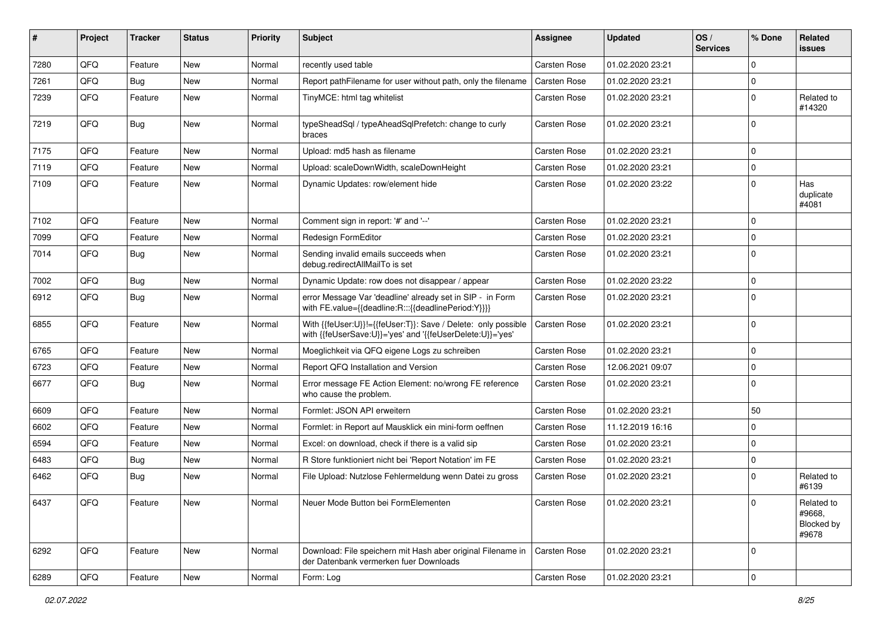| # | Project | Tracker | Status | Priority | Subject | Assignee | Updated | OS / Services | % Done | Related issues |
|---|---|---|---|---|---|---|---|---|---|---|
| 7280 | QFQ | Feature | New | Normal | recently used table | Carsten Rose | 01.02.2020 23:21 | | 0 | |
| 7261 | QFQ | Bug | New | Normal | Report pathFilename for user without path, only the filename | Carsten Rose | 01.02.2020 23:21 | | 0 | |
| 7239 | QFQ | Feature | New | Normal | TinyMCE: html tag whitelist | Carsten Rose | 01.02.2020 23:21 | | 0 | Related to #14320 |
| 7219 | QFQ | Bug | New | Normal | typeSheadSql / typeAheadSqlPrefetch: change to curly braces | Carsten Rose | 01.02.2020 23:21 | | 0 | |
| 7175 | QFQ | Feature | New | Normal | Upload: md5 hash as filename | Carsten Rose | 01.02.2020 23:21 | | 0 | |
| 7119 | QFQ | Feature | New | Normal | Upload: scaleDownWidth, scaleDownHeight | Carsten Rose | 01.02.2020 23:21 | | 0 | |
| 7109 | QFQ | Feature | New | Normal | Dynamic Updates: row/element hide | Carsten Rose | 01.02.2020 23:22 | | 0 | Has duplicate #4081 |
| 7102 | QFQ | Feature | New | Normal | Comment sign in report: '#' and '--' | Carsten Rose | 01.02.2020 23:21 | | 0 | |
| 7099 | QFQ | Feature | New | Normal | Redesign FormEditor | Carsten Rose | 01.02.2020 23:21 | | 0 | |
| 7014 | QFQ | Bug | New | Normal | Sending invalid emails succeeds when debug.redirectAllMailTo is set | Carsten Rose | 01.02.2020 23:21 | | 0 | |
| 7002 | QFQ | Bug | New | Normal | Dynamic Update: row does not disappear / appear | Carsten Rose | 01.02.2020 23:22 | | 0 | |
| 6912 | QFQ | Bug | New | Normal | error Message Var 'deadline' already set in SIP - in Form with FE.value={{deadline:R:::{{deadlinePeriod:Y}}}} | Carsten Rose | 01.02.2020 23:21 | | 0 | |
| 6855 | QFQ | Feature | New | Normal | With {{feUser:U}}!={{feUser:T}}: Save / Delete: only possible with {{feUserSave:U}}='yes' and '{{feUserDelete:U}}='yes' | Carsten Rose | 01.02.2020 23:21 | | 0 | |
| 6765 | QFQ | Feature | New | Normal | Moeglichkeit via QFQ eigene Logs zu schreiben | Carsten Rose | 01.02.2020 23:21 | | 0 | |
| 6723 | QFQ | Feature | New | Normal | Report QFQ Installation and Version | Carsten Rose | 12.06.2021 09:07 | | 0 | |
| 6677 | QFQ | Bug | New | Normal | Error message FE Action Element: no/wrong FE reference who cause the problem. | Carsten Rose | 01.02.2020 23:21 | | 0 | |
| 6609 | QFQ | Feature | New | Normal | Formlet: JSON API erweitern | Carsten Rose | 01.02.2020 23:21 | | 50 | |
| 6602 | QFQ | Feature | New | Normal | Formlet: in Report auf Mausklick ein mini-form oeffnen | Carsten Rose | 11.12.2019 16:16 | | 0 | |
| 6594 | QFQ | Feature | New | Normal | Excel: on download, check if there is a valid sip | Carsten Rose | 01.02.2020 23:21 | | 0 | |
| 6483 | QFQ | Bug | New | Normal | R Store funktioniert nicht bei 'Report Notation' im FE | Carsten Rose | 01.02.2020 23:21 | | 0 | |
| 6462 | QFQ | Bug | New | Normal | File Upload: Nutzlose Fehlermeldung wenn Datei zu gross | Carsten Rose | 01.02.2020 23:21 | | 0 | Related to #6139 |
| 6437 | QFQ | Feature | New | Normal | Neuer Mode Button bei FormElementen | Carsten Rose | 01.02.2020 23:21 | | 0 | Related to #9668, Blocked by #9678 |
| 6292 | QFQ | Feature | New | Normal | Download: File speichern mit Hash aber original Filename in der Datenbank vermerken fuer Downloads | Carsten Rose | 01.02.2020 23:21 | | 0 | |
| 6289 | QFQ | Feature | New | Normal | Form: Log | Carsten Rose | 01.02.2020 23:21 | | 0 | |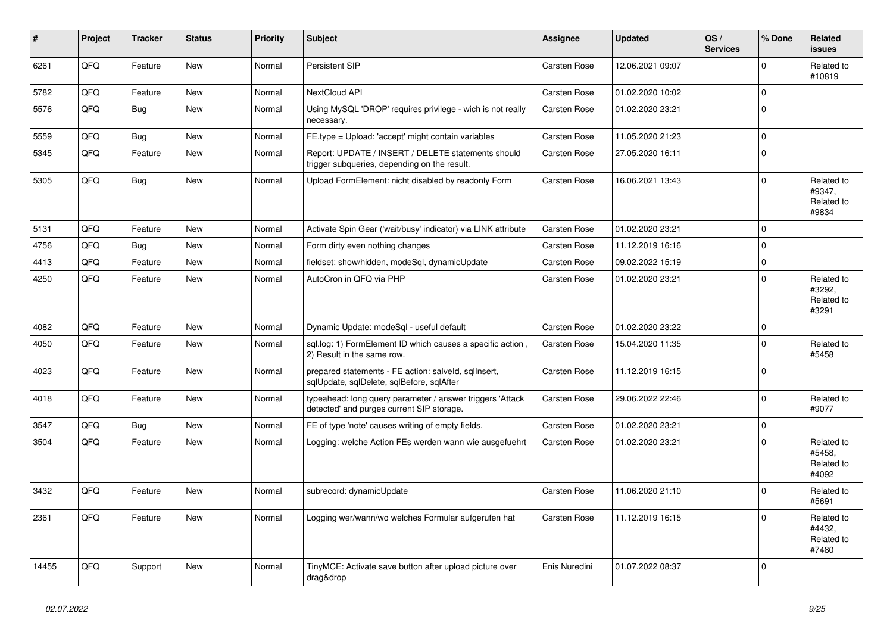| # | Project | Tracker | Status | Priority | Subject | Assignee | Updated | OS / Services | % Done | Related issues |
|---|---|---|---|---|---|---|---|---|---|---|
| 6261 | QFQ | Feature | New | Normal | Persistent SIP | Carsten Rose | 12.06.2021 09:07 | | 0 | Related to #10819 |
| 5782 | QFQ | Feature | New | Normal | NextCloud API | Carsten Rose | 01.02.2020 10:02 | | 0 | |
| 5576 | QFQ | Bug | New | Normal | Using MySQL 'DROP' requires privilege - wich is not really necessary. | Carsten Rose | 01.02.2020 23:21 | | 0 | |
| 5559 | QFQ | Bug | New | Normal | FE.type = Upload: 'accept' might contain variables | Carsten Rose | 11.05.2020 21:23 | | 0 | |
| 5345 | QFQ | Feature | New | Normal | Report: UPDATE / INSERT / DELETE statements should trigger subqueries, depending on the result. | Carsten Rose | 27.05.2020 16:11 | | 0 | |
| 5305 | QFQ | Bug | New | Normal | Upload FormElement: nicht disabled by readonly Form | Carsten Rose | 16.06.2021 13:43 | | 0 | Related to #9347, Related to #9834 |
| 5131 | QFQ | Feature | New | Normal | Activate Spin Gear ('wait/busy' indicator) via LINK attribute | Carsten Rose | 01.02.2020 23:21 | | 0 | |
| 4756 | QFQ | Bug | New | Normal | Form dirty even nothing changes | Carsten Rose | 11.12.2019 16:16 | | 0 | |
| 4413 | QFQ | Feature | New | Normal | fieldset: show/hidden, modeSql, dynamicUpdate | Carsten Rose | 09.02.2022 15:19 | | 0 | |
| 4250 | QFQ | Feature | New | Normal | AutoCron in QFQ via PHP | Carsten Rose | 01.02.2020 23:21 | | 0 | Related to #3292, Related to #3291 |
| 4082 | QFQ | Feature | New | Normal | Dynamic Update: modeSql - useful default | Carsten Rose | 01.02.2020 23:22 | | 0 | |
| 4050 | QFQ | Feature | New | Normal | sql.log: 1) FormElement ID which causes a specific action , 2) Result in the same row. | Carsten Rose | 15.04.2020 11:35 | | 0 | Related to #5458 |
| 4023 | QFQ | Feature | New | Normal | prepared statements - FE action: salveId, sqlInsert, sqlUpdate, sqlDelete, sqlBefore, sqlAfter | Carsten Rose | 11.12.2019 16:15 | | 0 | |
| 4018 | QFQ | Feature | New | Normal | typeahead: long query parameter / answer triggers 'Attack detected' and purges current SIP storage. | Carsten Rose | 29.06.2022 22:46 | | 0 | Related to #9077 |
| 3547 | QFQ | Bug | New | Normal | FE of type 'note' causes writing of empty fields. | Carsten Rose | 01.02.2020 23:21 | | 0 | |
| 3504 | QFQ | Feature | New | Normal | Logging: welche Action FEs werden wann wie ausgefuehrt | Carsten Rose | 01.02.2020 23:21 | | 0 | Related to #5458, Related to #4092 |
| 3432 | QFQ | Feature | New | Normal | subrecord: dynamicUpdate | Carsten Rose | 11.06.2020 21:10 | | 0 | Related to #5691 |
| 2361 | QFQ | Feature | New | Normal | Logging wer/wann/wo welches Formular aufgerufen hat | Carsten Rose | 11.12.2019 16:15 | | 0 | Related to #4432, Related to #7480 |
| 14455 | QFQ | Support | New | Normal | TinyMCE: Activate save button after upload picture over drag&drop | Enis Nuredini | 01.07.2022 08:37 | | 0 | |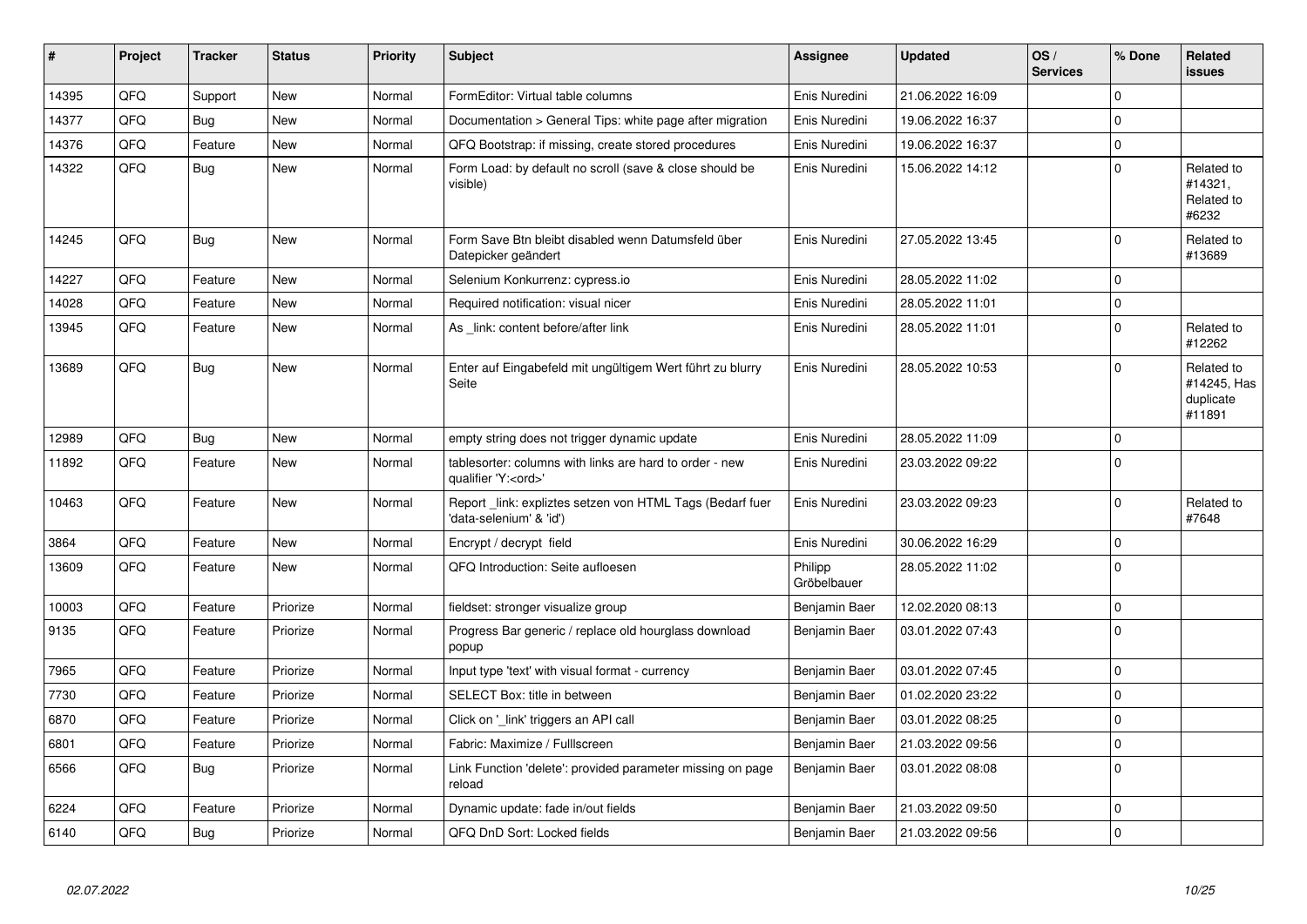| # | Project | Tracker | Status | Priority | Subject | Assignee | Updated | OS / Services | % Done | Related issues |
|---|---|---|---|---|---|---|---|---|---|---|
| 14395 | QFQ | Support | New | Normal | FormEditor: Virtual table columns | Enis Nuredini | 21.06.2022 16:09 | | 0 | |
| 14377 | QFQ | Bug | New | Normal | Documentation > General Tips: white page after migration | Enis Nuredini | 19.06.2022 16:37 | | 0 | |
| 14376 | QFQ | Feature | New | Normal | QFQ Bootstrap: if missing, create stored procedures | Enis Nuredini | 19.06.2022 16:37 | | 0 | |
| 14322 | QFQ | Bug | New | Normal | Form Load: by default no scroll (save & close should be visible) | Enis Nuredini | 15.06.2022 14:12 | | 0 | Related to #14321, Related to #6232 |
| 14245 | QFQ | Bug | New | Normal | Form Save Btn bleibt disabled wenn Datumsfeld über Datepicker geändert | Enis Nuredini | 27.05.2022 13:45 | | 0 | Related to #13689 |
| 14227 | QFQ | Feature | New | Normal | Selenium Konkurrenz: cypress.io | Enis Nuredini | 28.05.2022 11:02 | | 0 | |
| 14028 | QFQ | Feature | New | Normal | Required notification: visual nicer | Enis Nuredini | 28.05.2022 11:01 | | 0 | |
| 13945 | QFQ | Feature | New | Normal | As _link: content before/after link | Enis Nuredini | 28.05.2022 11:01 | | 0 | Related to #12262 |
| 13689 | QFQ | Bug | New | Normal | Enter auf Eingabefeld mit ungültigem Wert führt zu blurry Seite | Enis Nuredini | 28.05.2022 10:53 | | 0 | Related to #14245, Has duplicate #11891 |
| 12989 | QFQ | Bug | New | Normal | empty string does not trigger dynamic update | Enis Nuredini | 28.05.2022 11:09 | | 0 | |
| 11892 | QFQ | Feature | New | Normal | tablesorter: columns with links are hard to order - new qualifier 'Y:<ord>' | Enis Nuredini | 23.03.2022 09:22 | | 0 | |
| 10463 | QFQ | Feature | New | Normal | Report _link: expliztes setzen von HTML Tags (Bedarf fuer 'data-selenium' & 'id') | Enis Nuredini | 23.03.2022 09:23 | | 0 | Related to #7648 |
| 3864 | QFQ | Feature | New | Normal | Encrypt / decrypt field | Enis Nuredini | 30.06.2022 16:29 | | 0 | |
| 13609 | QFQ | Feature | New | Normal | QFQ Introduction: Seite aufloesen | Philipp Gröbelbauer | 28.05.2022 11:02 | | 0 | |
| 10003 | QFQ | Feature | Priorize | Normal | fieldset: stronger visualize group | Benjamin Baer | 12.02.2020 08:13 | | 0 | |
| 9135 | QFQ | Feature | Priorize | Normal | Progress Bar generic / replace old hourglass download popup | Benjamin Baer | 03.01.2022 07:43 | | 0 | |
| 7965 | QFQ | Feature | Priorize | Normal | Input type 'text' with visual format - currency | Benjamin Baer | 03.01.2022 07:45 | | 0 | |
| 7730 | QFQ | Feature | Priorize | Normal | SELECT Box: title in between | Benjamin Baer | 01.02.2020 23:22 | | 0 | |
| 6870 | QFQ | Feature | Priorize | Normal | Click on '_link' triggers an API call | Benjamin Baer | 03.01.2022 08:25 | | 0 | |
| 6801 | QFQ | Feature | Priorize | Normal | Fabric: Maximize / Fulllscreen | Benjamin Baer | 21.03.2022 09:56 | | 0 | |
| 6566 | QFQ | Bug | Priorize | Normal | Link Function 'delete': provided parameter missing on page reload | Benjamin Baer | 03.01.2022 08:08 | | 0 | |
| 6224 | QFQ | Feature | Priorize | Normal | Dynamic update: fade in/out fields | Benjamin Baer | 21.03.2022 09:50 | | 0 | |
| 6140 | QFQ | Bug | Priorize | Normal | QFQ DnD Sort: Locked fields | Benjamin Baer | 21.03.2022 09:56 | | 0 | |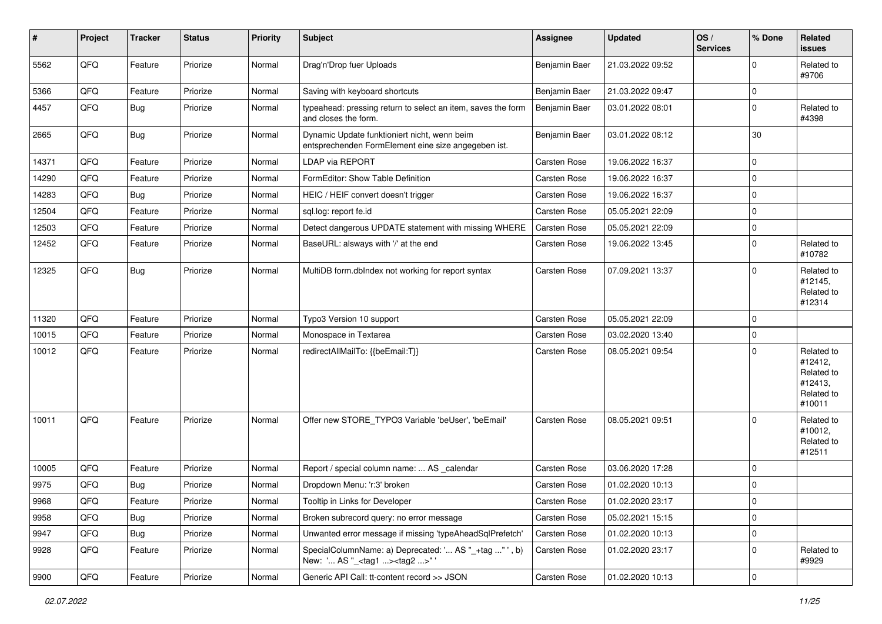| # | Project | Tracker | Status | Priority | Subject | Assignee | Updated | OS / Services | % Done | Related issues |
|---|---|---|---|---|---|---|---|---|---|---|
| 5562 | QFQ | Feature | Priorize | Normal | Drag'n'Drop fuer Uploads | Benjamin Baer | 21.03.2022 09:52 | | 0 | Related to #9706 |
| 5366 | QFQ | Feature | Priorize | Normal | Saving with keyboard shortcuts | Benjamin Baer | 21.03.2022 09:47 | | 0 | |
| 4457 | QFQ | Bug | Priorize | Normal | typeahead: pressing return to select an item, saves the form and closes the form. | Benjamin Baer | 03.01.2022 08:01 | | 0 | Related to #4398 |
| 2665 | QFQ | Bug | Priorize | Normal | Dynamic Update funktioniert nicht, wenn beim entsprechenden FormElement eine size angegeben ist. | Benjamin Baer | 03.01.2022 08:12 | | 30 | |
| 14371 | QFQ | Feature | Priorize | Normal | LDAP via REPORT | Carsten Rose | 19.06.2022 16:37 | | 0 | |
| 14290 | QFQ | Feature | Priorize | Normal | FormEditor: Show Table Definition | Carsten Rose | 19.06.2022 16:37 | | 0 | |
| 14283 | QFQ | Bug | Priorize | Normal | HEIC / HEIF convert doesn't trigger | Carsten Rose | 19.06.2022 16:37 | | 0 | |
| 12504 | QFQ | Feature | Priorize | Normal | sql.log: report fe.id | Carsten Rose | 05.05.2021 22:09 | | 0 | |
| 12503 | QFQ | Feature | Priorize | Normal | Detect dangerous UPDATE statement with missing WHERE | Carsten Rose | 05.05.2021 22:09 | | 0 | |
| 12452 | QFQ | Feature | Priorize | Normal | BaseURL: alsways with '/' at the end | Carsten Rose | 19.06.2022 13:45 | | 0 | Related to #10782 |
| 12325 | QFQ | Bug | Priorize | Normal | MultiDB form.dbIndex not working for report syntax | Carsten Rose | 07.09.2021 13:37 | | 0 | Related to #12145, Related to #12314 |
| 11320 | QFQ | Feature | Priorize | Normal | Typo3 Version 10 support | Carsten Rose | 05.05.2021 22:09 | | 0 | |
| 10015 | QFQ | Feature | Priorize | Normal | Monospace in Textarea | Carsten Rose | 03.02.2020 13:40 | | 0 | |
| 10012 | QFQ | Feature | Priorize | Normal | redirectAllMailTo: {{beEmail:T}} | Carsten Rose | 08.05.2021 09:54 | | 0 | Related to #12412, Related to #12413, Related to #10011 |
| 10011 | QFQ | Feature | Priorize | Normal | Offer new STORE_TYPO3 Variable 'beUser', 'beEmail' | Carsten Rose | 08.05.2021 09:51 | | 0 | Related to #10012, Related to #12511 |
| 10005 | QFQ | Feature | Priorize | Normal | Report / special column name: ... AS _calendar | Carsten Rose | 03.06.2020 17:28 | | 0 | |
| 9975 | QFQ | Bug | Priorize | Normal | Dropdown Menu: 'r:3' broken | Carsten Rose | 01.02.2020 10:13 | | 0 | |
| 9968 | QFQ | Feature | Priorize | Normal | Tooltip in Links for Developer | Carsten Rose | 01.02.2020 23:17 | | 0 | |
| 9958 | QFQ | Bug | Priorize | Normal | Broken subrecord query: no error message | Carsten Rose | 05.02.2021 15:15 | | 0 | |
| 9947 | QFQ | Bug | Priorize | Normal | Unwanted error message if missing 'typeAheadSqlPrefetch' | Carsten Rose | 01.02.2020 10:13 | | 0 | |
| 9928 | QFQ | Feature | Priorize | Normal | SpecialColumnName: a) Deprecated: '... AS "_+tag ..." ', b) New: '... AS "_<tag1 ...><tag2 ...>" ' | Carsten Rose | 01.02.2020 23:17 | | 0 | Related to #9929 |
| 9900 | QFQ | Feature | Priorize | Normal | Generic API Call: tt-content record >> JSON | Carsten Rose | 01.02.2020 10:13 | | 0 | |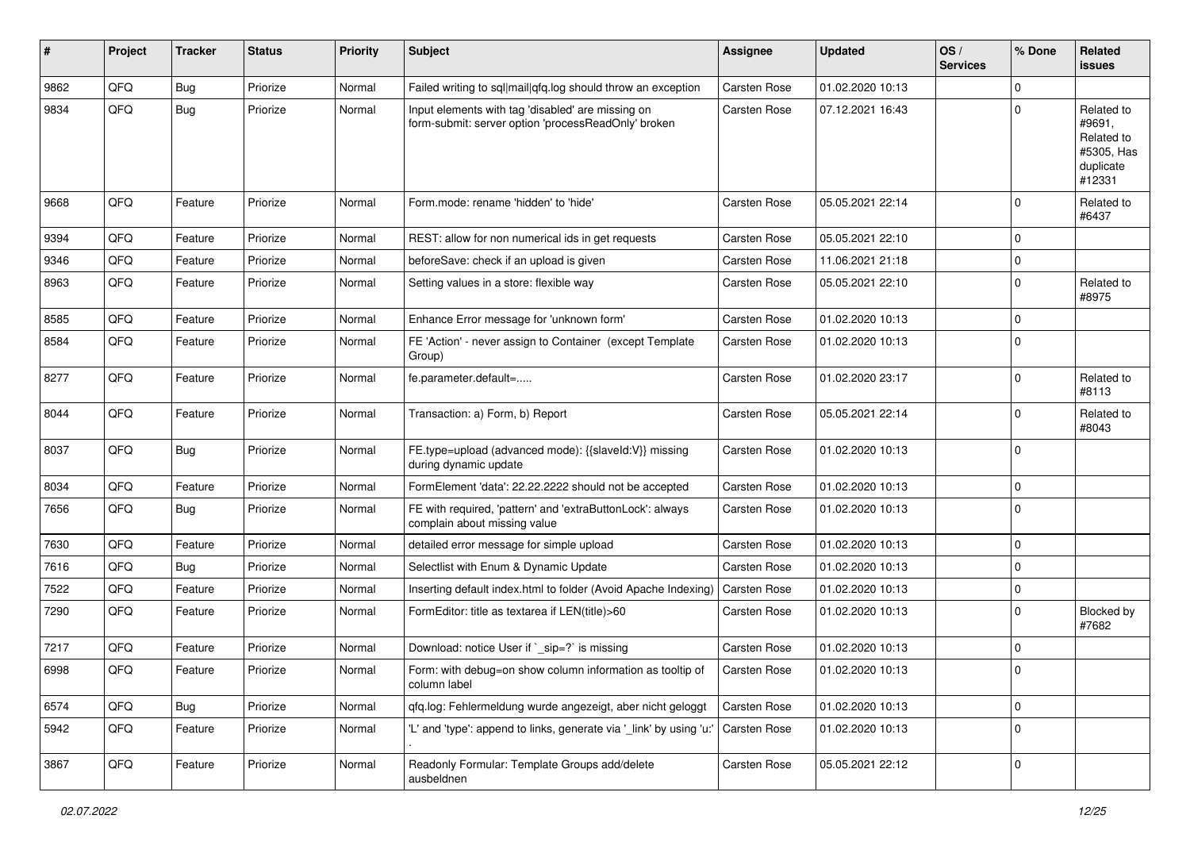| # | Project | Tracker | Status | Priority | Subject | Assignee | Updated | OS / Services | % Done | Related issues |
|---|---|---|---|---|---|---|---|---|---|---|
| 9862 | QFQ | Bug | Priorize | Normal | Failed writing to sql\|mail\|qfq.log should throw an exception | Carsten Rose | 01.02.2020 10:13 | | 0 | |
| 9834 | QFQ | Bug | Priorize | Normal | Input elements with tag 'disabled' are missing on form-submit: server option 'processReadOnly' broken | Carsten Rose | 07.12.2021 16:43 | | 0 | Related to #9691, Related to #5305, Has duplicate #12331 |
| 9668 | QFQ | Feature | Priorize | Normal | Form.mode: rename 'hidden' to 'hide' | Carsten Rose | 05.05.2021 22:14 | | 0 | Related to #6437 |
| 9394 | QFQ | Feature | Priorize | Normal | REST: allow for non numerical ids in get requests | Carsten Rose | 05.05.2021 22:10 | | 0 | |
| 9346 | QFQ | Feature | Priorize | Normal | beforeSave: check if an upload is given | Carsten Rose | 11.06.2021 21:18 | | 0 | |
| 8963 | QFQ | Feature | Priorize | Normal | Setting values in a store: flexible way | Carsten Rose | 05.05.2021 22:10 | | 0 | Related to #8975 |
| 8585 | QFQ | Feature | Priorize | Normal | Enhance Error message for 'unknown form' | Carsten Rose | 01.02.2020 10:13 | | 0 | |
| 8584 | QFQ | Feature | Priorize | Normal | FE 'Action' - never assign to Container (except Template Group) | Carsten Rose | 01.02.2020 10:13 | | 0 | |
| 8277 | QFQ | Feature | Priorize | Normal | fe.parameter.default=..... | Carsten Rose | 01.02.2020 23:17 | | 0 | Related to #8113 |
| 8044 | QFQ | Feature | Priorize | Normal | Transaction: a) Form, b) Report | Carsten Rose | 05.05.2021 22:14 | | 0 | Related to #8043 |
| 8037 | QFQ | Bug | Priorize | Normal | FE.type=upload (advanced mode): {{slaveId:V}} missing during dynamic update | Carsten Rose | 01.02.2020 10:13 | | 0 | |
| 8034 | QFQ | Feature | Priorize | Normal | FormElement 'data': 22.22.2222 should not be accepted | Carsten Rose | 01.02.2020 10:13 | | 0 | |
| 7656 | QFQ | Bug | Priorize | Normal | FE with required, 'pattern' and 'extraButtonLock': always complain about missing value | Carsten Rose | 01.02.2020 10:13 | | 0 | |
| 7630 | QFQ | Feature | Priorize | Normal | detailed error message for simple upload | Carsten Rose | 01.02.2020 10:13 | | 0 | |
| 7616 | QFQ | Bug | Priorize | Normal | Selectlist with Enum & Dynamic Update | Carsten Rose | 01.02.2020 10:13 | | 0 | |
| 7522 | QFQ | Feature | Priorize | Normal | Inserting default index.html to folder (Avoid Apache Indexing) | Carsten Rose | 01.02.2020 10:13 | | 0 | |
| 7290 | QFQ | Feature | Priorize | Normal | FormEditor: title as textarea if LEN(title)>60 | Carsten Rose | 01.02.2020 10:13 | | 0 | Blocked by #7682 |
| 7217 | QFQ | Feature | Priorize | Normal | Download: notice User if `_sip=?` is missing | Carsten Rose | 01.02.2020 10:13 | | 0 | |
| 6998 | QFQ | Feature | Priorize | Normal | Form: with debug=on show column information as tooltip of column label | Carsten Rose | 01.02.2020 10:13 | | 0 | |
| 6574 | QFQ | Bug | Priorize | Normal | qfq.log: Fehlermeldung wurde angezeigt, aber nicht geloggt | Carsten Rose | 01.02.2020 10:13 | | 0 | |
| 5942 | QFQ | Feature | Priorize | Normal | 'L' and 'type': append to links, generate via '_link' by using 'u:' . | Carsten Rose | 01.02.2020 10:13 | | 0 | |
| 3867 | QFQ | Feature | Priorize | Normal | Readonly Formular: Template Groups add/delete ausbeldnen | Carsten Rose | 05.05.2021 22:12 | | 0 | |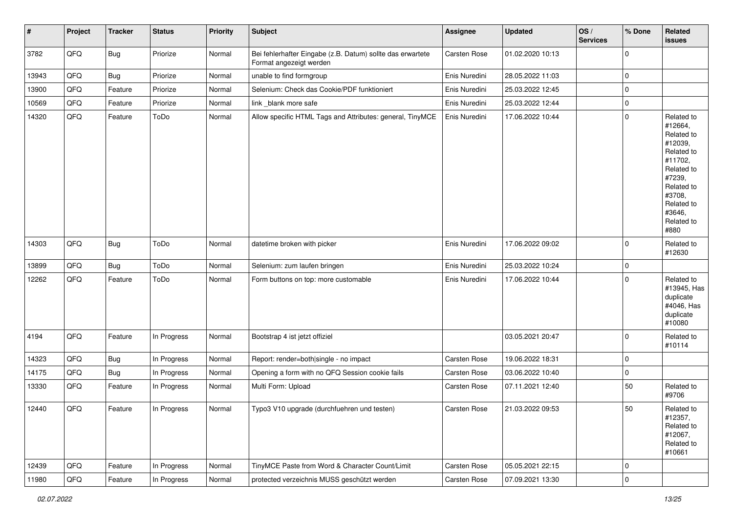| # | Project | Tracker | Status | Priority | Subject | Assignee | Updated | OS / Services | % Done | Related issues |
|---|---|---|---|---|---|---|---|---|---|---|
| 3782 | QFQ | Bug | Priorize | Normal | Bei fehlerhafter Eingabe (z.B. Datum) sollte das erwartete Format angezeigt werden | Carsten Rose | 01.02.2020 10:13 | | 0 | |
| 13943 | QFQ | Bug | Priorize | Normal | unable to find formgroup | Enis Nuredini | 28.05.2022 11:03 | | 0 | |
| 13900 | QFQ | Feature | Priorize | Normal | Selenium: Check das Cookie/PDF funktioniert | Enis Nuredini | 25.03.2022 12:45 | | 0 | |
| 10569 | QFQ | Feature | Priorize | Normal | link _blank more safe | Enis Nuredini | 25.03.2022 12:44 | | 0 | |
| 14320 | QFQ | Feature | ToDo | Normal | Allow specific HTML Tags and Attributes: general, TinyMCE | Enis Nuredini | 17.06.2022 10:44 | | 0 | Related to #12664, Related to #12039, Related to #11702, Related to #7239, Related to #3708, Related to #3646, Related to #880 |
| 14303 | QFQ | Bug | ToDo | Normal | datetime broken with picker | Enis Nuredini | 17.06.2022 09:02 | | 0 | Related to #12630 |
| 13899 | QFQ | Bug | ToDo | Normal | Selenium: zum laufen bringen | Enis Nuredini | 25.03.2022 10:24 | | 0 | |
| 12262 | QFQ | Feature | ToDo | Normal | Form buttons on top: more customable | Enis Nuredini | 17.06.2022 10:44 | | 0 | Related to #13945, Has duplicate #4046, Has duplicate #10080 |
| 4194 | QFQ | Feature | In Progress | Normal | Bootstrap 4 ist jetzt offiziel | | 03.05.2021 20:47 | | 0 | Related to #10114 |
| 14323 | QFQ | Bug | In Progress | Normal | Report: render=both\|single - no impact | Carsten Rose | 19.06.2022 18:31 | | 0 | |
| 14175 | QFQ | Bug | In Progress | Normal | Opening a form with no QFQ Session cookie fails | Carsten Rose | 03.06.2022 10:40 | | 0 | |
| 13330 | QFQ | Feature | In Progress | Normal | Multi Form: Upload | Carsten Rose | 07.11.2021 12:40 | | 50 | Related to #9706 |
| 12440 | QFQ | Feature | In Progress | Normal | Typo3 V10 upgrade (durchfuehren und testen) | Carsten Rose | 21.03.2022 09:53 | | 50 | Related to #12357, Related to #12067, Related to #10661 |
| 12439 | QFQ | Feature | In Progress | Normal | TinyMCE Paste from Word & Character Count/Limit | Carsten Rose | 05.05.2021 22:15 | | 0 | |
| 11980 | QFQ | Feature | In Progress | Normal | protected verzeichnis MUSS geschützt werden | Carsten Rose | 07.09.2021 13:30 | | 0 | |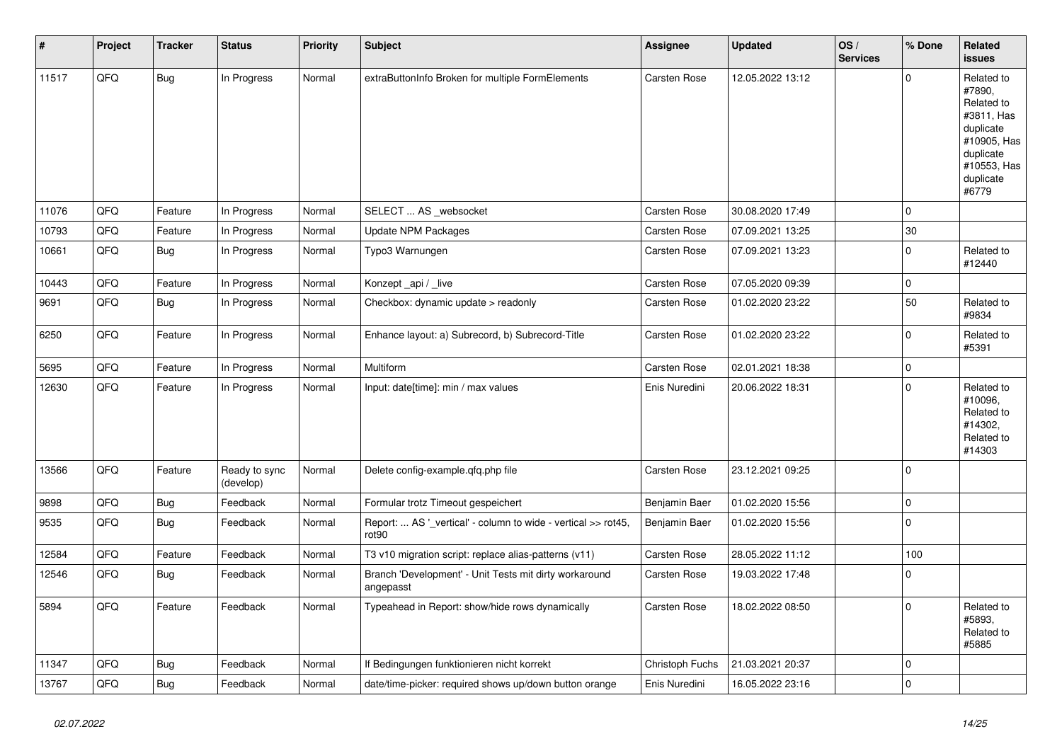| # | Project | Tracker | Status | Priority | Subject | Assignee | Updated | OS / Services | % Done | Related issues |
|---|---|---|---|---|---|---|---|---|---|---|
| 11517 | QFQ | Bug | In Progress | Normal | extraButtonInfo Broken for multiple FormElements | Carsten Rose | 12.05.2022 13:12 | | 0 | Related to #7890, Related to #3811, Has duplicate #10905, Has duplicate #10553, Has duplicate #6779 |
| 11076 | QFQ | Feature | In Progress | Normal | SELECT ... AS _websocket | Carsten Rose | 30.08.2020 17:49 | | 0 | |
| 10793 | QFQ | Feature | In Progress | Normal | Update NPM Packages | Carsten Rose | 07.09.2021 13:25 | | 30 | |
| 10661 | QFQ | Bug | In Progress | Normal | Typo3 Warnungen | Carsten Rose | 07.09.2021 13:23 | | 0 | Related to #12440 |
| 10443 | QFQ | Feature | In Progress | Normal | Konzept _api / _live | Carsten Rose | 07.05.2020 09:39 | | 0 | |
| 9691 | QFQ | Bug | In Progress | Normal | Checkbox: dynamic update > readonly | Carsten Rose | 01.02.2020 23:22 | | 50 | Related to #9834 |
| 6250 | QFQ | Feature | In Progress | Normal | Enhance layout: a) Subrecord, b) Subrecord-Title | Carsten Rose | 01.02.2020 23:22 | | 0 | Related to #5391 |
| 5695 | QFQ | Feature | In Progress | Normal | Multiform | Carsten Rose | 02.01.2021 18:38 | | 0 | |
| 12630 | QFQ | Feature | In Progress | Normal | Input: date[time]: min / max values | Enis Nuredini | 20.06.2022 18:31 | | 0 | Related to #10096, Related to #14302, Related to #14303 |
| 13566 | QFQ | Feature | Ready to sync (develop) | Normal | Delete config-example.qfq.php file | Carsten Rose | 23.12.2021 09:25 | | 0 | |
| 9898 | QFQ | Bug | Feedback | Normal | Formular trotz Timeout gespeichert | Benjamin Baer | 01.02.2020 15:56 | | 0 | |
| 9535 | QFQ | Bug | Feedback | Normal | Report: ... AS '_vertical' - column to wide - vertical >> rot45, rot90 | Benjamin Baer | 01.02.2020 15:56 | | 0 | |
| 12584 | QFQ | Feature | Feedback | Normal | T3 v10 migration script: replace alias-patterns (v11) | Carsten Rose | 28.05.2022 11:12 | | 100 | |
| 12546 | QFQ | Bug | Feedback | Normal | Branch 'Development' - Unit Tests mit dirty workaround angepasst | Carsten Rose | 19.03.2022 17:48 | | 0 | |
| 5894 | QFQ | Feature | Feedback | Normal | Typeahead in Report: show/hide rows dynamically | Carsten Rose | 18.02.2022 08:50 | | 0 | Related to #5893, Related to #5885 |
| 11347 | QFQ | Bug | Feedback | Normal | If Bedingungen funktionieren nicht korrekt | Christoph Fuchs | 21.03.2021 20:37 | | 0 | |
| 13767 | QFQ | Bug | Feedback | Normal | date/time-picker: required shows up/down button orange | Enis Nuredini | 16.05.2022 23:16 | | 0 | |

*02.07.2022*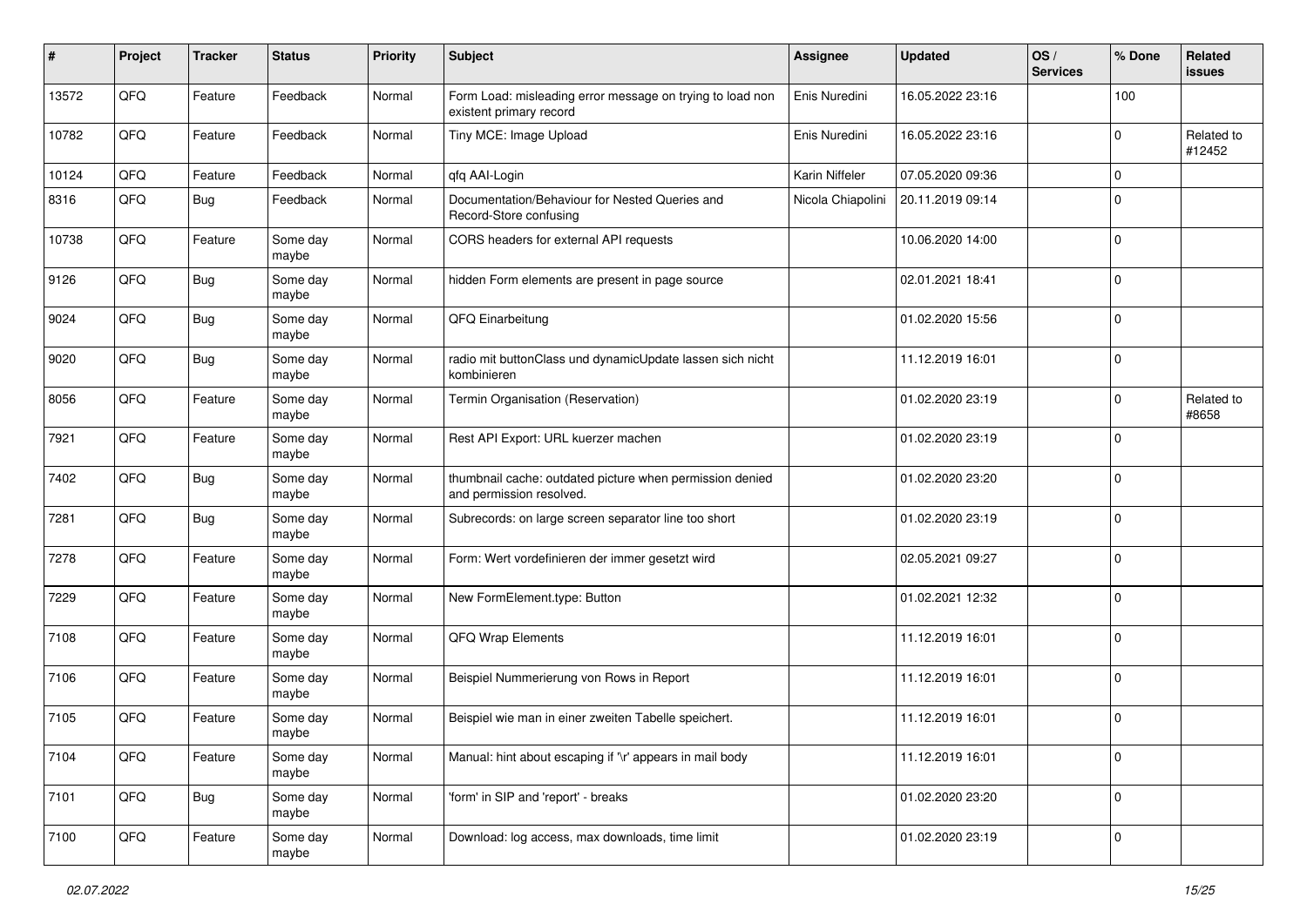| # | Project | Tracker | Status | Priority | Subject | Assignee | Updated | OS / Services | % Done | Related issues |
|---|---|---|---|---|---|---|---|---|---|---|
| 13572 | QFQ | Feature | Feedback | Normal | Form Load: misleading error message on trying to load non existent primary record | Enis Nuredini | 16.05.2022 23:16 | | 100 | |
| 10782 | QFQ | Feature | Feedback | Normal | Tiny MCE: Image Upload | Enis Nuredini | 16.05.2022 23:16 | | 0 | Related to #12452 |
| 10124 | QFQ | Feature | Feedback | Normal | qfq AAI-Login | Karin Niffeler | 07.05.2020 09:36 | | 0 | |
| 8316 | QFQ | Bug | Feedback | Normal | Documentation/Behaviour for Nested Queries and Record-Store confusing | Nicola Chiapolini | 20.11.2019 09:14 | | 0 | |
| 10738 | QFQ | Feature | Some day maybe | Normal | CORS headers for external API requests | | 10.06.2020 14:00 | | 0 | |
| 9126 | QFQ | Bug | Some day maybe | Normal | hidden Form elements are present in page source | | 02.01.2021 18:41 | | 0 | |
| 9024 | QFQ | Bug | Some day maybe | Normal | QFQ Einarbeitung | | 01.02.2020 15:56 | | 0 | |
| 9020 | QFQ | Bug | Some day maybe | Normal | radio mit buttonClass und dynamicUpdate lassen sich nicht kombinieren | | 11.12.2019 16:01 | | 0 | |
| 8056 | QFQ | Feature | Some day maybe | Normal | Termin Organisation (Reservation) | | 01.02.2020 23:19 | | 0 | Related to #8658 |
| 7921 | QFQ | Feature | Some day maybe | Normal | Rest API Export: URL kuerzer machen | | 01.02.2020 23:19 | | 0 | |
| 7402 | QFQ | Bug | Some day maybe | Normal | thumbnail cache: outdated picture when permission denied and permission resolved. | | 01.02.2020 23:20 | | 0 | |
| 7281 | QFQ | Bug | Some day maybe | Normal | Subrecords: on large screen separator line too short | | 01.02.2020 23:19 | | 0 | |
| 7278 | QFQ | Feature | Some day maybe | Normal | Form: Wert vordefinieren der immer gesetzt wird | | 02.05.2021 09:27 | | 0 | |
| 7229 | QFQ | Feature | Some day maybe | Normal | New FormElement.type: Button | | 01.02.2021 12:32 | | 0 | |
| 7108 | QFQ | Feature | Some day maybe | Normal | QFQ Wrap Elements | | 11.12.2019 16:01 | | 0 | |
| 7106 | QFQ | Feature | Some day maybe | Normal | Beispiel Nummerierung von Rows in Report | | 11.12.2019 16:01 | | 0 | |
| 7105 | QFQ | Feature | Some day maybe | Normal | Beispiel wie man in einer zweiten Tabelle speichert. | | 11.12.2019 16:01 | | 0 | |
| 7104 | QFQ | Feature | Some day maybe | Normal | Manual: hint about escaping if '\r' appears in mail body | | 11.12.2019 16:01 | | 0 | |
| 7101 | QFQ | Bug | Some day maybe | Normal | 'form' in SIP and 'report' - breaks | | 01.02.2020 23:20 | | 0 | |
| 7100 | QFQ | Feature | Some day maybe | Normal | Download: log access, max downloads, time limit | | 01.02.2020 23:19 | | 0 | |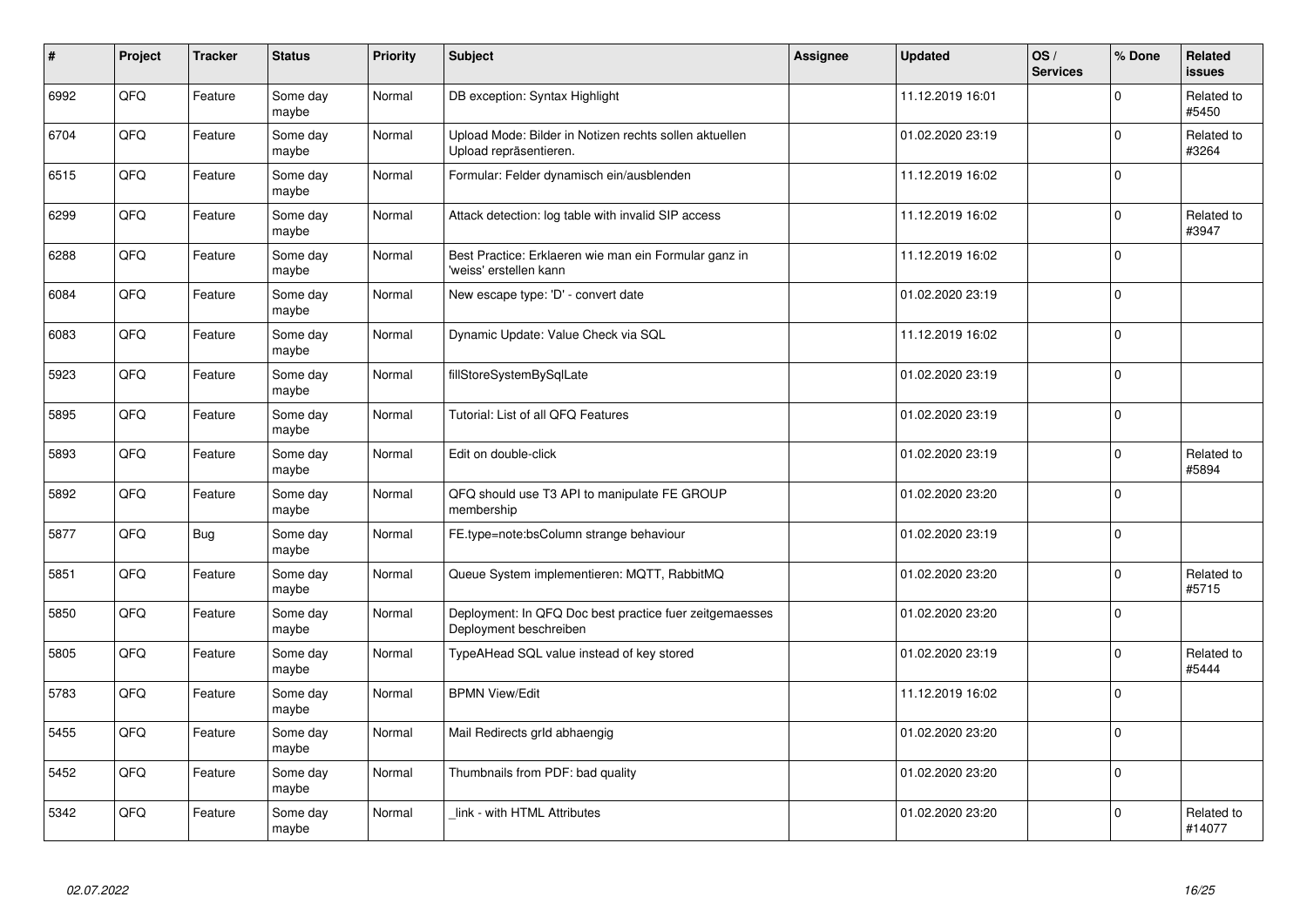| # | Project | Tracker | Status | Priority | Subject | Assignee | Updated | OS / Services | % Done | Related issues |
|---|---|---|---|---|---|---|---|---|---|---|
| 6992 | QFQ | Feature | Some day maybe | Normal | DB exception: Syntax Highlight | | 11.12.2019 16:01 | | 0 | Related to #5450 |
| 6704 | QFQ | Feature | Some day maybe | Normal | Upload Mode: Bilder in Notizen rechts sollen aktuellen Upload repräsentieren. | | 01.02.2020 23:19 | | 0 | Related to #3264 |
| 6515 | QFQ | Feature | Some day maybe | Normal | Formular: Felder dynamisch ein/ausblenden | | 11.12.2019 16:02 | | 0 | |
| 6299 | QFQ | Feature | Some day maybe | Normal | Attack detection: log table with invalid SIP access | | 11.12.2019 16:02 | | 0 | Related to #3947 |
| 6288 | QFQ | Feature | Some day maybe | Normal | Best Practice: Erklaeren wie man ein Formular ganz in 'weiss' erstellen kann | | 11.12.2019 16:02 | | 0 | |
| 6084 | QFQ | Feature | Some day maybe | Normal | New escape type: 'D' - convert date | | 01.02.2020 23:19 | | 0 | |
| 6083 | QFQ | Feature | Some day maybe | Normal | Dynamic Update: Value Check via SQL | | 11.12.2019 16:02 | | 0 | |
| 5923 | QFQ | Feature | Some day maybe | Normal | fillStoreSystemBySqlLate | | 01.02.2020 23:19 | | 0 | |
| 5895 | QFQ | Feature | Some day maybe | Normal | Tutorial: List of all QFQ Features | | 01.02.2020 23:19 | | 0 | |
| 5893 | QFQ | Feature | Some day maybe | Normal | Edit on double-click | | 01.02.2020 23:19 | | 0 | Related to #5894 |
| 5892 | QFQ | Feature | Some day maybe | Normal | QFQ should use T3 API to manipulate FE GROUP membership | | 01.02.2020 23:20 | | 0 | |
| 5877 | QFQ | Bug | Some day maybe | Normal | FE.type=note:bsColumn strange behaviour | | 01.02.2020 23:19 | | 0 | |
| 5851 | QFQ | Feature | Some day maybe | Normal | Queue System implementieren: MQTT, RabbitMQ | | 01.02.2020 23:20 | | 0 | Related to #5715 |
| 5850 | QFQ | Feature | Some day maybe | Normal | Deployment: In QFQ Doc best practice fuer zeitgemaesses Deployment beschreiben | | 01.02.2020 23:20 | | 0 | |
| 5805 | QFQ | Feature | Some day maybe | Normal | TypeAHead SQL value instead of key stored | | 01.02.2020 23:19 | | 0 | Related to #5444 |
| 5783 | QFQ | Feature | Some day maybe | Normal | BPMN View/Edit | | 11.12.2019 16:02 | | 0 | |
| 5455 | QFQ | Feature | Some day maybe | Normal | Mail Redirects grId abhaengig | | 01.02.2020 23:20 | | 0 | |
| 5452 | QFQ | Feature | Some day maybe | Normal | Thumbnails from PDF: bad quality | | 01.02.2020 23:20 | | 0 | |
| 5342 | QFQ | Feature | Some day maybe | Normal | _link - with HTML Attributes | | 01.02.2020 23:20 | | 0 | Related to #14077 |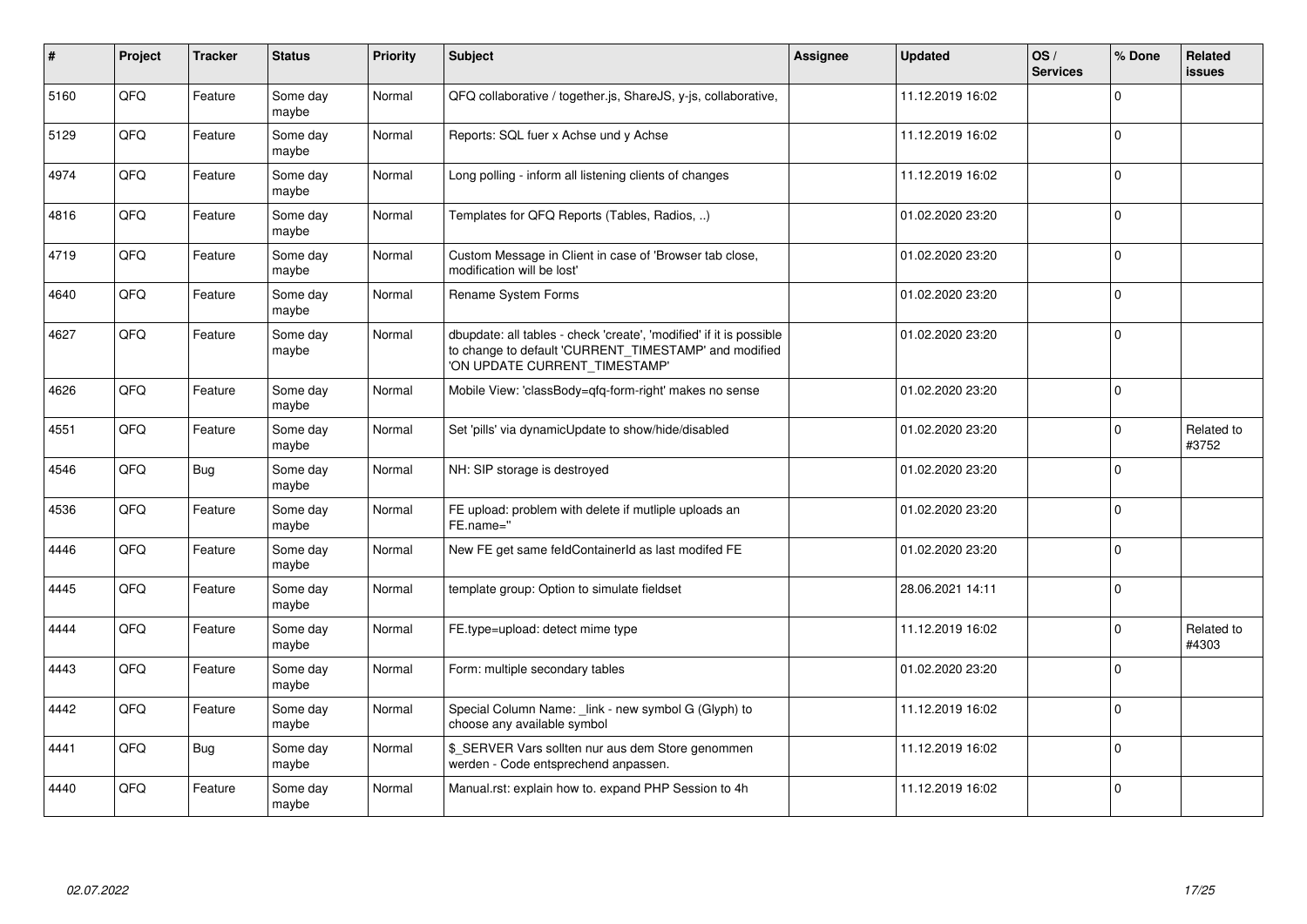| # | Project | Tracker | Status | Priority | Subject | Assignee | Updated | OS / Services | % Done | Related issues |
|---|---|---|---|---|---|---|---|---|---|---|
| 5160 | QFQ | Feature | Some day maybe | Normal | QFQ collaborative / together.js, ShareJS, y-js, collaborative, | | 11.12.2019 16:02 | | 0 | |
| 5129 | QFQ | Feature | Some day maybe | Normal | Reports: SQL fuer x Achse und y Achse | | 11.12.2019 16:02 | | 0 | |
| 4974 | QFQ | Feature | Some day maybe | Normal | Long polling - inform all listening clients of changes | | 11.12.2019 16:02 | | 0 | |
| 4816 | QFQ | Feature | Some day maybe | Normal | Templates for QFQ Reports (Tables, Radios, ..) | | 01.02.2020 23:20 | | 0 | |
| 4719 | QFQ | Feature | Some day maybe | Normal | Custom Message in Client in case of 'Browser tab close, modification will be lost' | | 01.02.2020 23:20 | | 0 | |
| 4640 | QFQ | Feature | Some day maybe | Normal | Rename System Forms | | 01.02.2020 23:20 | | 0 | |
| 4627 | QFQ | Feature | Some day maybe | Normal | dbupdate: all tables - check 'create', 'modified' if it is possible to change to default 'CURRENT_TIMESTAMP' and modified 'ON UPDATE CURRENT_TIMESTAMP' | | 01.02.2020 23:20 | | 0 | |
| 4626 | QFQ | Feature | Some day maybe | Normal | Mobile View: 'classBody=qfq-form-right' makes no sense | | 01.02.2020 23:20 | | 0 | |
| 4551 | QFQ | Feature | Some day maybe | Normal | Set 'pills' via dynamicUpdate to show/hide/disabled | | 01.02.2020 23:20 | | 0 | Related to #3752 |
| 4546 | QFQ | Bug | Some day maybe | Normal | NH: SIP storage is destroyed | | 01.02.2020 23:20 | | 0 | |
| 4536 | QFQ | Feature | Some day maybe | Normal | FE upload: problem with delete if mutliple uploads an FE.name='' | | 01.02.2020 23:20 | | 0 | |
| 4446 | QFQ | Feature | Some day maybe | Normal | New FE get same feldContainerId as last modifed FE | | 01.02.2020 23:20 | | 0 | |
| 4445 | QFQ | Feature | Some day maybe | Normal | template group: Option to simulate fieldset | | 28.06.2021 14:11 | | 0 | |
| 4444 | QFQ | Feature | Some day maybe | Normal | FE.type=upload: detect mime type | | 11.12.2019 16:02 | | 0 | Related to #4303 |
| 4443 | QFQ | Feature | Some day maybe | Normal | Form: multiple secondary tables | | 01.02.2020 23:20 | | 0 | |
| 4442 | QFQ | Feature | Some day maybe | Normal | Special Column Name: _link - new symbol G (Glyph) to choose any available symbol | | 11.12.2019 16:02 | | 0 | |
| 4441 | QFQ | Bug | Some day maybe | Normal | $_SERVER Vars sollten nur aus dem Store genommen werden - Code entsprechend anpassen. | | 11.12.2019 16:02 | | 0 | |
| 4440 | QFQ | Feature | Some day maybe | Normal | Manual.rst: explain how to. expand PHP Session to 4h | | 11.12.2019 16:02 | | 0 | |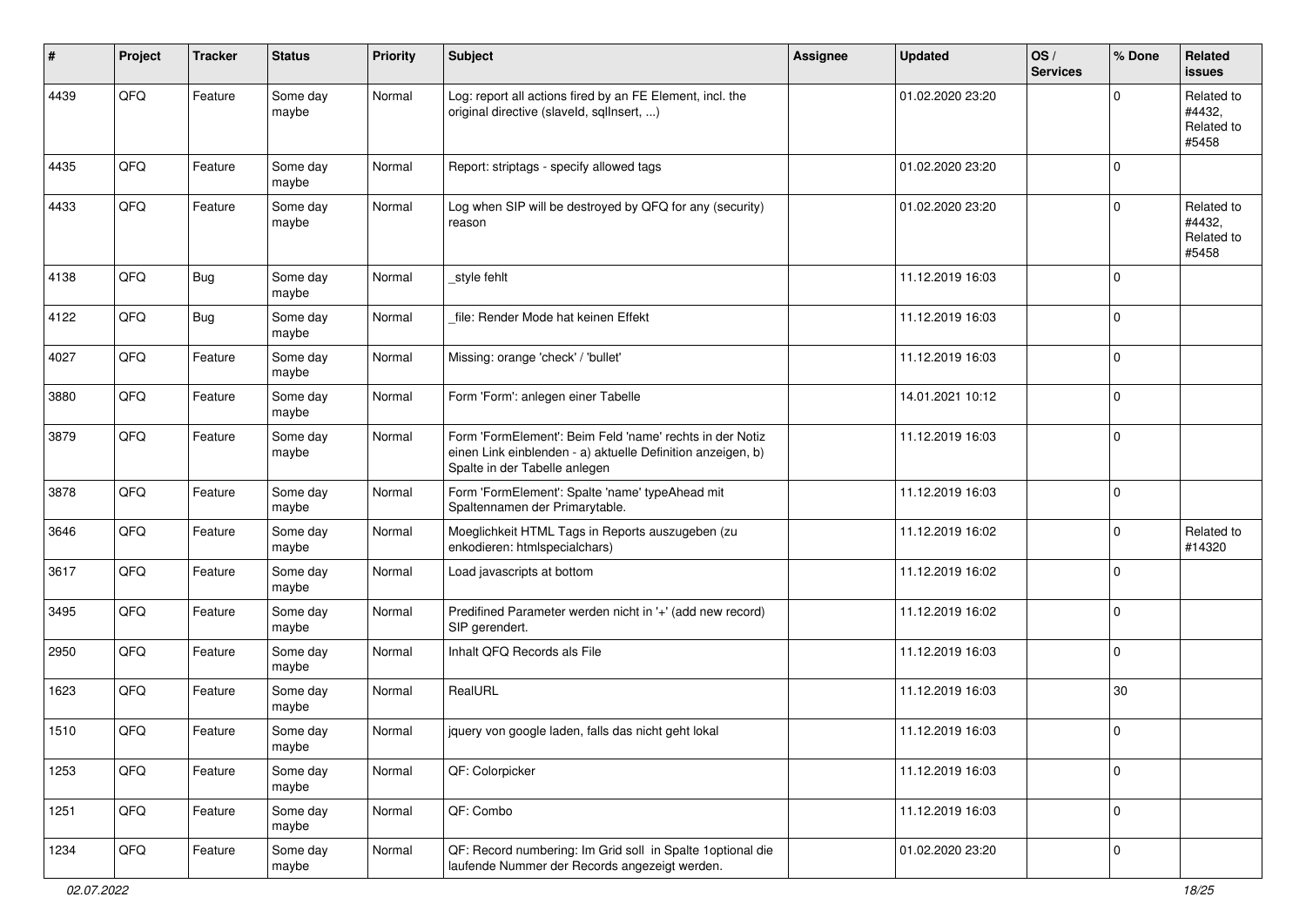| # | Project | Tracker | Status | Priority | Subject | Assignee | Updated | OS / Services | % Done | Related issues |
|---|---|---|---|---|---|---|---|---|---|---|
| 4439 | QFQ | Feature | Some day maybe | Normal | Log: report all actions fired by an FE Element, incl. the original directive (slaveId, sqlInsert, ...) | | 01.02.2020 23:20 | | 0 | Related to #4432, Related to #5458 |
| 4435 | QFQ | Feature | Some day maybe | Normal | Report: striptags - specify allowed tags | | 01.02.2020 23:20 | | 0 | |
| 4433 | QFQ | Feature | Some day maybe | Normal | Log when SIP will be destroyed by QFQ for any (security) reason | | 01.02.2020 23:20 | | 0 | Related to #4432, Related to #5458 |
| 4138 | QFQ | Bug | Some day maybe | Normal | _style fehlt | | 11.12.2019 16:03 | | 0 | |
| 4122 | QFQ | Bug | Some day maybe | Normal | _file: Render Mode hat keinen Effekt | | 11.12.2019 16:03 | | 0 | |
| 4027 | QFQ | Feature | Some day maybe | Normal | Missing: orange 'check' / 'bullet' | | 11.12.2019 16:03 | | 0 | |
| 3880 | QFQ | Feature | Some day maybe | Normal | Form 'Form': anlegen einer Tabelle | | 14.01.2021 10:12 | | 0 | |
| 3879 | QFQ | Feature | Some day maybe | Normal | Form 'FormElement': Beim Feld 'name' rechts in der Notiz einen Link einblenden - a) aktuelle Definition anzeigen, b) Spalte in der Tabelle anlegen | | 11.12.2019 16:03 | | 0 | |
| 3878 | QFQ | Feature | Some day maybe | Normal | Form 'FormElement': Spalte 'name' typeAhead mit Spaltennamen der Primarytable. | | 11.12.2019 16:03 | | 0 | |
| 3646 | QFQ | Feature | Some day maybe | Normal | Moeglichkeit HTML Tags in Reports auszugeben (zu enkodieren: htmlspecialchars) | | 11.12.2019 16:02 | | 0 | Related to #14320 |
| 3617 | QFQ | Feature | Some day maybe | Normal | Load javascripts at bottom | | 11.12.2019 16:02 | | 0 | |
| 3495 | QFQ | Feature | Some day maybe | Normal | Predifined Parameter werden nicht in '+' (add new record) SIP gerendert. | | 11.12.2019 16:02 | | 0 | |
| 2950 | QFQ | Feature | Some day maybe | Normal | Inhalt QFQ Records als File | | 11.12.2019 16:03 | | 0 | |
| 1623 | QFQ | Feature | Some day maybe | Normal | RealURL | | 11.12.2019 16:03 | | 30 | |
| 1510 | QFQ | Feature | Some day maybe | Normal | jquery von google laden, falls das nicht geht lokal | | 11.12.2019 16:03 | | 0 | |
| 1253 | QFQ | Feature | Some day maybe | Normal | QF: Colorpicker | | 11.12.2019 16:03 | | 0 | |
| 1251 | QFQ | Feature | Some day maybe | Normal | QF: Combo | | 11.12.2019 16:03 | | 0 | |
| 1234 | QFQ | Feature | Some day maybe | Normal | QF: Record numbering: Im Grid soll in Spalte 1optional die laufende Nummer der Records angezeigt werden. | | 01.02.2020 23:20 | | 0 | |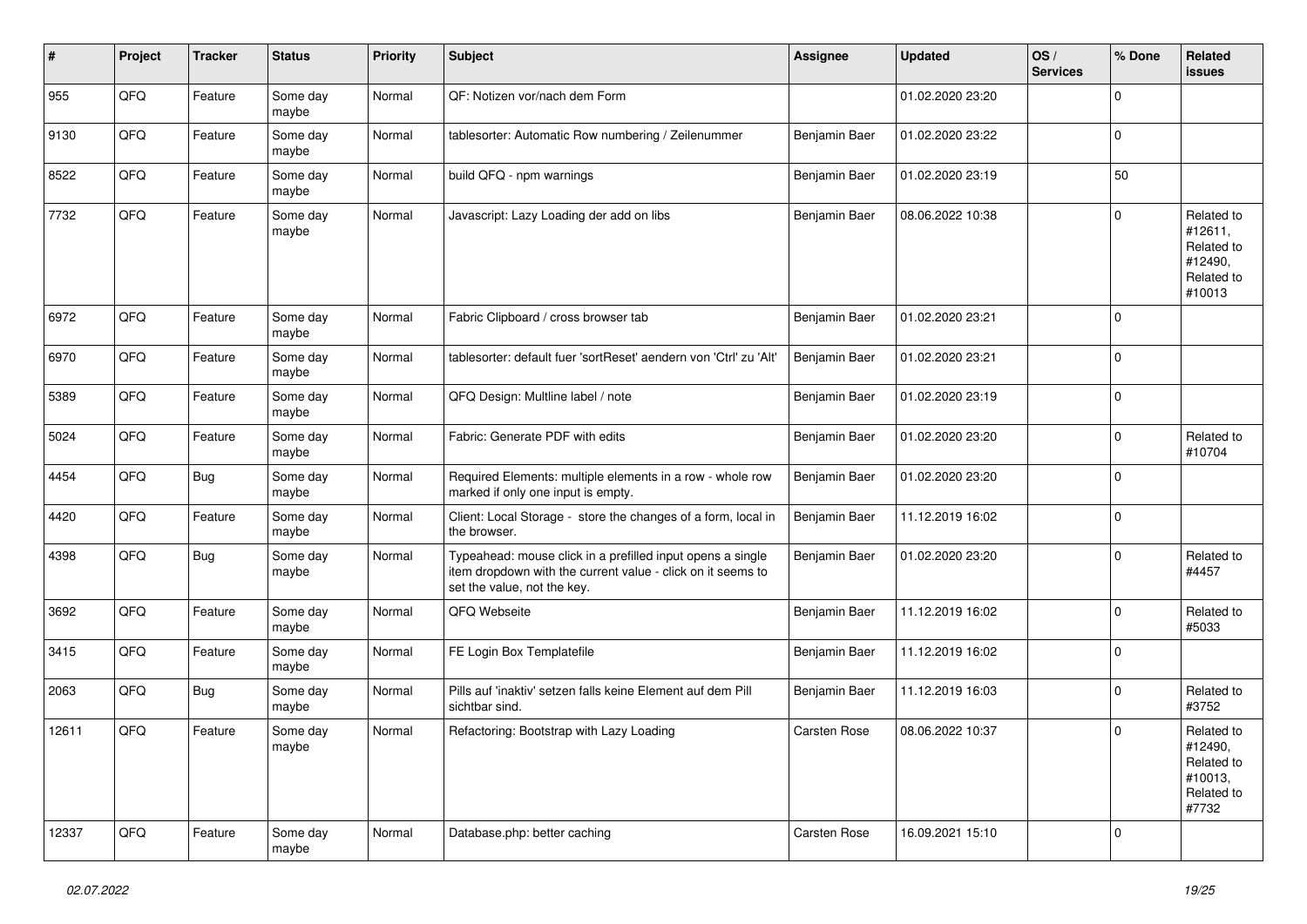| # | Project | Tracker | Status | Priority | Subject | Assignee | Updated | OS / Services | % Done | Related issues |
|---|---|---|---|---|---|---|---|---|---|---|
| 955 | QFQ | Feature | Some day maybe | Normal | QF: Notizen vor/nach dem Form | | 01.02.2020 23:20 | | 0 | |
| 9130 | QFQ | Feature | Some day maybe | Normal | tablesorter: Automatic Row numbering / Zeilenummer | Benjamin Baer | 01.02.2020 23:22 | | 0 | |
| 8522 | QFQ | Feature | Some day maybe | Normal | build QFQ - npm warnings | Benjamin Baer | 01.02.2020 23:19 | | 50 | |
| 7732 | QFQ | Feature | Some day maybe | Normal | Javascript: Lazy Loading der add on libs | Benjamin Baer | 08.06.2022 10:38 | | 0 | Related to #12611, Related to #12490, Related to #10013 |
| 6972 | QFQ | Feature | Some day maybe | Normal | Fabric Clipboard / cross browser tab | Benjamin Baer | 01.02.2020 23:21 | | 0 | |
| 6970 | QFQ | Feature | Some day maybe | Normal | tablesorter: default fuer 'sortReset' aendern von 'Ctrl' zu 'Alt' | Benjamin Baer | 01.02.2020 23:21 | | 0 | |
| 5389 | QFQ | Feature | Some day maybe | Normal | QFQ Design: Multline label / note | Benjamin Baer | 01.02.2020 23:19 | | 0 | |
| 5024 | QFQ | Feature | Some day maybe | Normal | Fabric: Generate PDF with edits | Benjamin Baer | 01.02.2020 23:20 | | 0 | Related to #10704 |
| 4454 | QFQ | Bug | Some day maybe | Normal | Required Elements: multiple elements in a row - whole row marked if only one input is empty. | Benjamin Baer | 01.02.2020 23:20 | | 0 | |
| 4420 | QFQ | Feature | Some day maybe | Normal | Client: Local Storage - store the changes of a form, local in the browser. | Benjamin Baer | 11.12.2019 16:02 | | 0 | |
| 4398 | QFQ | Bug | Some day maybe | Normal | Typeahead: mouse click in a prefilled input opens a single item dropdown with the current value - click on it seems to set the value, not the key. | Benjamin Baer | 01.02.2020 23:20 | | 0 | Related to #4457 |
| 3692 | QFQ | Feature | Some day maybe | Normal | QFQ Webseite | Benjamin Baer | 11.12.2019 16:02 | | 0 | Related to #5033 |
| 3415 | QFQ | Feature | Some day maybe | Normal | FE Login Box Templatefile | Benjamin Baer | 11.12.2019 16:02 | | 0 | |
| 2063 | QFQ | Bug | Some day maybe | Normal | Pills auf 'inaktiv' setzen falls keine Element auf dem Pill sichtbar sind. | Benjamin Baer | 11.12.2019 16:03 | | 0 | Related to #3752 |
| 12611 | QFQ | Feature | Some day maybe | Normal | Refactoring: Bootstrap with Lazy Loading | Carsten Rose | 08.06.2022 10:37 | | 0 | Related to #12490, Related to #10013, Related to #7732 |
| 12337 | QFQ | Feature | Some day maybe | Normal | Database.php: better caching | Carsten Rose | 16.09.2021 15:10 | | 0 | |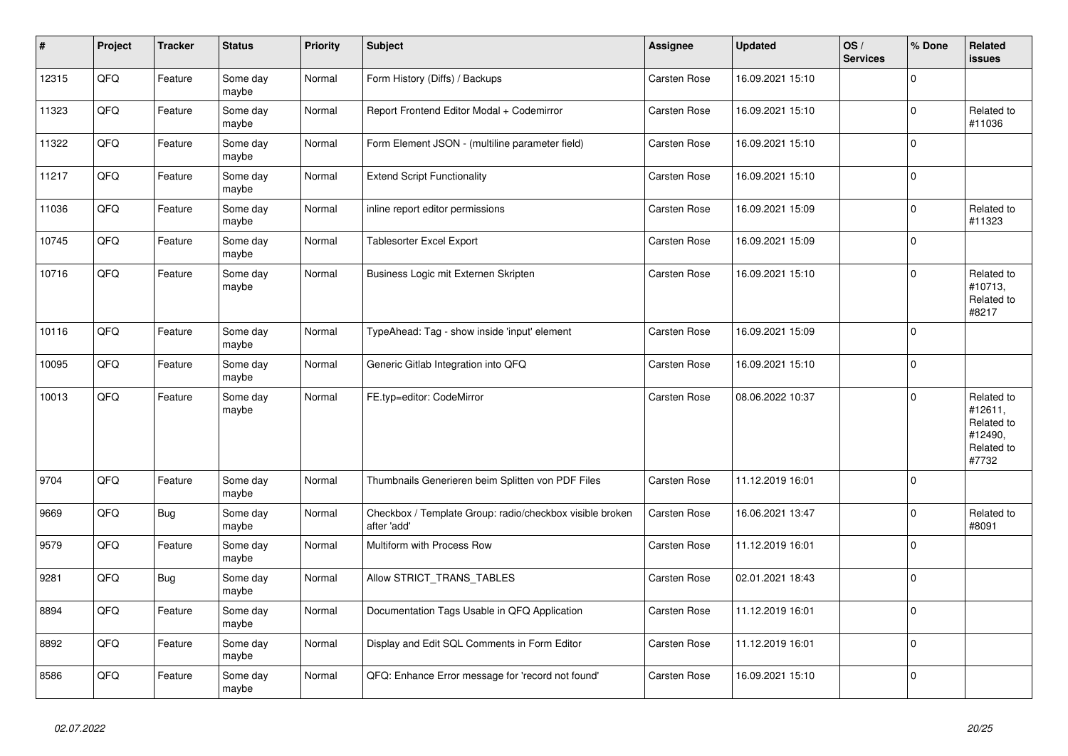| # | Project | Tracker | Status | Priority | Subject | Assignee | Updated | OS / Services | % Done | Related issues |
|---|---|---|---|---|---|---|---|---|---|---|
| 12315 | QFQ | Feature | Some day maybe | Normal | Form History (Diffs) / Backups | Carsten Rose | 16.09.2021 15:10 | | 0 | |
| 11323 | QFQ | Feature | Some day maybe | Normal | Report Frontend Editor Modal + Codemirror | Carsten Rose | 16.09.2021 15:10 | | 0 | Related to #11036 |
| 11322 | QFQ | Feature | Some day maybe | Normal | Form Element JSON - (multiline parameter field) | Carsten Rose | 16.09.2021 15:10 | | 0 | |
| 11217 | QFQ | Feature | Some day maybe | Normal | Extend Script Functionality | Carsten Rose | 16.09.2021 15:10 | | 0 | |
| 11036 | QFQ | Feature | Some day maybe | Normal | inline report editor permissions | Carsten Rose | 16.09.2021 15:09 | | 0 | Related to #11323 |
| 10745 | QFQ | Feature | Some day maybe | Normal | Tablesorter Excel Export | Carsten Rose | 16.09.2021 15:09 | | 0 | |
| 10716 | QFQ | Feature | Some day maybe | Normal | Business Logic mit Externen Skripten | Carsten Rose | 16.09.2021 15:10 | | 0 | Related to #10713, Related to #8217 |
| 10116 | QFQ | Feature | Some day maybe | Normal | TypeAhead: Tag - show inside 'input' element | Carsten Rose | 16.09.2021 15:09 | | 0 | |
| 10095 | QFQ | Feature | Some day maybe | Normal | Generic Gitlab Integration into QFQ | Carsten Rose | 16.09.2021 15:10 | | 0 | |
| 10013 | QFQ | Feature | Some day maybe | Normal | FE.typ=editor: CodeMirror | Carsten Rose | 08.06.2022 10:37 | | 0 | Related to #12611, Related to #12490, Related to #7732 |
| 9704 | QFQ | Feature | Some day maybe | Normal | Thumbnails Generieren beim Splitten von PDF Files | Carsten Rose | 11.12.2019 16:01 | | 0 | |
| 9669 | QFQ | Bug | Some day maybe | Normal | Checkbox / Template Group: radio/checkbox visible broken after 'add' | Carsten Rose | 16.06.2021 13:47 | | 0 | Related to #8091 |
| 9579 | QFQ | Feature | Some day maybe | Normal | Multiform with Process Row | Carsten Rose | 11.12.2019 16:01 | | 0 | |
| 9281 | QFQ | Bug | Some day maybe | Normal | Allow STRICT_TRANS_TABLES | Carsten Rose | 02.01.2021 18:43 | | 0 | |
| 8894 | QFQ | Feature | Some day maybe | Normal | Documentation Tags Usable in QFQ Application | Carsten Rose | 11.12.2019 16:01 | | 0 | |
| 8892 | QFQ | Feature | Some day maybe | Normal | Display and Edit SQL Comments in Form Editor | Carsten Rose | 11.12.2019 16:01 | | 0 | |
| 8586 | QFQ | Feature | Some day maybe | Normal | QFQ: Enhance Error message for 'record not found' | Carsten Rose | 16.09.2021 15:10 | | 0 | |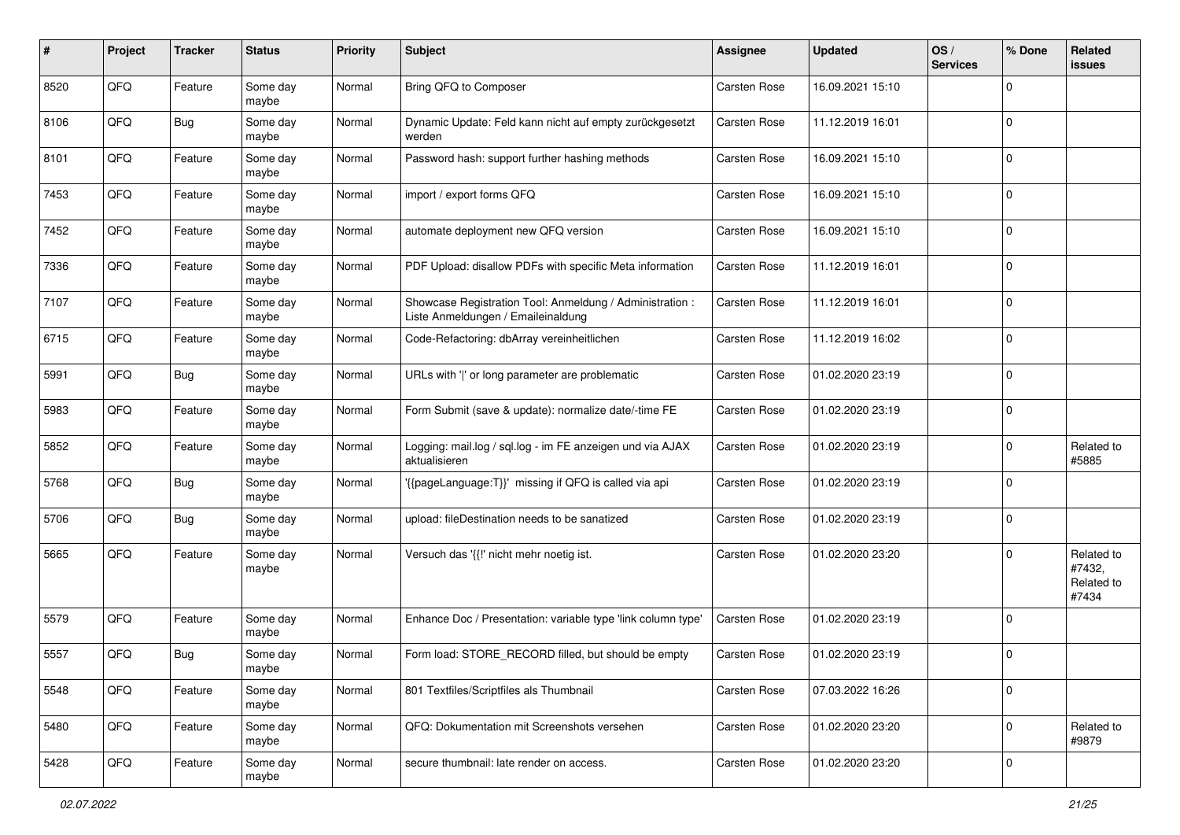| # | Project | Tracker | Status | Priority | Subject | Assignee | Updated | OS / Services | % Done | Related issues |
|---|---|---|---|---|---|---|---|---|---|---|
| 8520 | QFQ | Feature | Some day maybe | Normal | Bring QFQ to Composer | Carsten Rose | 16.09.2021 15:10 | | 0 | |
| 8106 | QFQ | Bug | Some day maybe | Normal | Dynamic Update: Feld kann nicht auf empty zurückgesetzt werden | Carsten Rose | 11.12.2019 16:01 | | 0 | |
| 8101 | QFQ | Feature | Some day maybe | Normal | Password hash: support further hashing methods | Carsten Rose | 16.09.2021 15:10 | | 0 | |
| 7453 | QFQ | Feature | Some day maybe | Normal | import / export forms QFQ | Carsten Rose | 16.09.2021 15:10 | | 0 | |
| 7452 | QFQ | Feature | Some day maybe | Normal | automate deployment new QFQ version | Carsten Rose | 16.09.2021 15:10 | | 0 | |
| 7336 | QFQ | Feature | Some day maybe | Normal | PDF Upload: disallow PDFs with specific Meta information | Carsten Rose | 11.12.2019 16:01 | | 0 | |
| 7107 | QFQ | Feature | Some day maybe | Normal | Showcase Registration Tool: Anmeldung / Administration : Liste Anmeldungen / Emaileinaldung | Carsten Rose | 11.12.2019 16:01 | | 0 | |
| 6715 | QFQ | Feature | Some day maybe | Normal | Code-Refactoring: dbArray vereinheitlichen | Carsten Rose | 11.12.2019 16:02 | | 0 | |
| 5991 | QFQ | Bug | Some day maybe | Normal | URLs with '\|' or long parameter are problematic | Carsten Rose | 01.02.2020 23:19 | | 0 | |
| 5983 | QFQ | Feature | Some day maybe | Normal | Form Submit (save & update): normalize date/-time FE | Carsten Rose | 01.02.2020 23:19 | | 0 | |
| 5852 | QFQ | Feature | Some day maybe | Normal | Logging: mail.log / sql.log - im FE anzeigen und via AJAX aktualisieren | Carsten Rose | 01.02.2020 23:19 | | 0 | Related to #5885 |
| 5768 | QFQ | Bug | Some day maybe | Normal | '{{pageLanguage:T}}' missing if QFQ is called via api | Carsten Rose | 01.02.2020 23:19 | | 0 | |
| 5706 | QFQ | Bug | Some day maybe | Normal | upload: fileDestination needs to be sanatized | Carsten Rose | 01.02.2020 23:19 | | 0 | |
| 5665 | QFQ | Feature | Some day maybe | Normal | Versuch das '{{!' nicht mehr noetig ist. | Carsten Rose | 01.02.2020 23:20 | | 0 | Related to #7432, Related to #7434 |
| 5579 | QFQ | Feature | Some day maybe | Normal | Enhance Doc / Presentation: variable type 'link column type' | Carsten Rose | 01.02.2020 23:19 | | 0 | |
| 5557 | QFQ | Bug | Some day maybe | Normal | Form load: STORE_RECORD filled, but should be empty | Carsten Rose | 01.02.2020 23:19 | | 0 | |
| 5548 | QFQ | Feature | Some day maybe | Normal | 801 Textfiles/Scriptfiles als Thumbnail | Carsten Rose | 07.03.2022 16:26 | | 0 | |
| 5480 | QFQ | Feature | Some day maybe | Normal | QFQ: Dokumentation mit Screenshots versehen | Carsten Rose | 01.02.2020 23:20 | | 0 | Related to #9879 |
| 5428 | QFQ | Feature | Some day maybe | Normal | secure thumbnail: late render on access. | Carsten Rose | 01.02.2020 23:20 | | 0 | |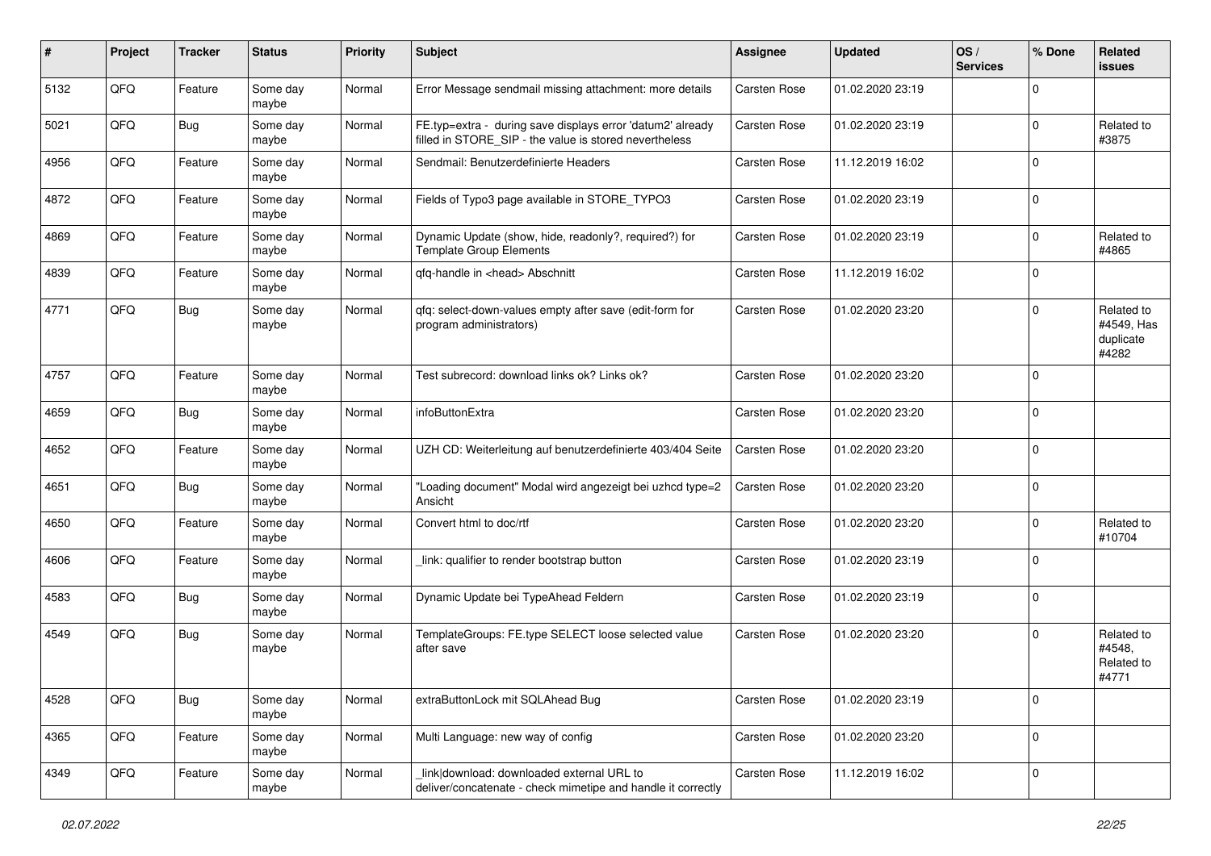| # | Project | Tracker | Status | Priority | Subject | Assignee | Updated | OS / Services | % Done | Related issues |
|---|---|---|---|---|---|---|---|---|---|---|
| 5132 | QFQ | Feature | Some day maybe | Normal | Error Message sendmail missing attachment: more details | Carsten Rose | 01.02.2020 23:19 | | 0 | |
| 5021 | QFQ | Bug | Some day maybe | Normal | FE.typ=extra - during save displays error 'datum2' already filled in STORE_SIP - the value is stored nevertheless | Carsten Rose | 01.02.2020 23:19 | | 0 | Related to #3875 |
| 4956 | QFQ | Feature | Some day maybe | Normal | Sendmail: Benutzerdefinierte Headers | Carsten Rose | 11.12.2019 16:02 | | 0 | |
| 4872 | QFQ | Feature | Some day maybe | Normal | Fields of Typo3 page available in STORE_TYPO3 | Carsten Rose | 01.02.2020 23:19 | | 0 | |
| 4869 | QFQ | Feature | Some day maybe | Normal | Dynamic Update (show, hide, readonly?, required?) for Template Group Elements | Carsten Rose | 01.02.2020 23:19 | | 0 | Related to #4865 |
| 4839 | QFQ | Feature | Some day maybe | Normal | qfq-handle in <head> Abschnitt | Carsten Rose | 11.12.2019 16:02 | | 0 | |
| 4771 | QFQ | Bug | Some day maybe | Normal | qfq: select-down-values empty after save (edit-form for program administrators) | Carsten Rose | 01.02.2020 23:20 | | 0 | Related to #4549, Has duplicate #4282 |
| 4757 | QFQ | Feature | Some day maybe | Normal | Test subrecord: download links ok? Links ok? | Carsten Rose | 01.02.2020 23:20 | | 0 | |
| 4659 | QFQ | Bug | Some day maybe | Normal | infoButtonExtra | Carsten Rose | 01.02.2020 23:20 | | 0 | |
| 4652 | QFQ | Feature | Some day maybe | Normal | UZH CD: Weiterleitung auf benutzerdefinierte 403/404 Seite | Carsten Rose | 01.02.2020 23:20 | | 0 | |
| 4651 | QFQ | Bug | Some day maybe | Normal | "Loading document" Modal wird angezeigt bei uzhcd type=2 Ansicht | Carsten Rose | 01.02.2020 23:20 | | 0 | |
| 4650 | QFQ | Feature | Some day maybe | Normal | Convert html to doc/rtf | Carsten Rose | 01.02.2020 23:20 | | 0 | Related to #10704 |
| 4606 | QFQ | Feature | Some day maybe | Normal | _link: qualifier to render bootstrap button | Carsten Rose | 01.02.2020 23:19 | | 0 | |
| 4583 | QFQ | Bug | Some day maybe | Normal | Dynamic Update bei TypeAhead Feldern | Carsten Rose | 01.02.2020 23:19 | | 0 | |
| 4549 | QFQ | Bug | Some day maybe | Normal | TemplateGroups: FE.type SELECT loose selected value after save | Carsten Rose | 01.02.2020 23:20 | | 0 | Related to #4548, Related to #4771 |
| 4528 | QFQ | Bug | Some day maybe | Normal | extraButtonLock mit SQLAhead Bug | Carsten Rose | 01.02.2020 23:19 | | 0 | |
| 4365 | QFQ | Feature | Some day maybe | Normal | Multi Language: new way of config | Carsten Rose | 01.02.2020 23:20 | | 0 | |
| 4349 | QFQ | Feature | Some day maybe | Normal | _link\|download: downloaded external URL to deliver/concatenate - check mimetipe and handle it correctly | Carsten Rose | 11.12.2019 16:02 | | 0 | |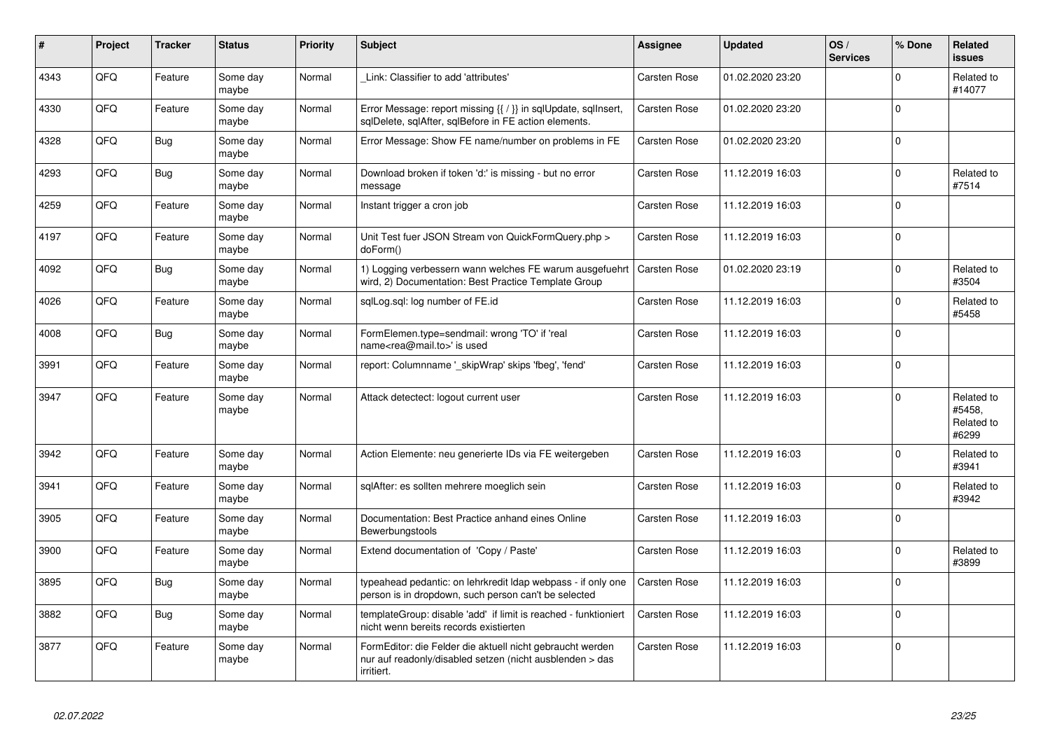| # | Project | Tracker | Status | Priority | Subject | Assignee | Updated | OS / Services | % Done | Related issues |
|---|---|---|---|---|---|---|---|---|---|---|
| 4343 | QFQ | Feature | Some day maybe | Normal | _Link: Classifier to add 'attributes' | Carsten Rose | 01.02.2020 23:20 | | 0 | Related to #14077 |
| 4330 | QFQ | Feature | Some day maybe | Normal | Error Message: report missing {{ / }} in sqlUpdate, sqlInsert, sqlDelete, sqlAfter, sqlBefore in FE action elements. | Carsten Rose | 01.02.2020 23:20 | | 0 | |
| 4328 | QFQ | Bug | Some day maybe | Normal | Error Message: Show FE name/number on problems in FE | Carsten Rose | 01.02.2020 23:20 | | 0 | |
| 4293 | QFQ | Bug | Some day maybe | Normal | Download broken if token 'd:' is missing - but no error message | Carsten Rose | 11.12.2019 16:03 | | 0 | Related to #7514 |
| 4259 | QFQ | Feature | Some day maybe | Normal | Instant trigger a cron job | Carsten Rose | 11.12.2019 16:03 | | 0 | |
| 4197 | QFQ | Feature | Some day maybe | Normal | Unit Test fuer JSON Stream von QuickFormQuery.php > doForm() | Carsten Rose | 11.12.2019 16:03 | | 0 | |
| 4092 | QFQ | Bug | Some day maybe | Normal | 1) Logging verbessern wann welches FE warum ausgefuehrt wird, 2) Documentation: Best Practice Template Group | Carsten Rose | 01.02.2020 23:19 | | 0 | Related to #3504 |
| 4026 | QFQ | Feature | Some day maybe | Normal | sqlLog.sql: log number of FE.id | Carsten Rose | 11.12.2019 16:03 | | 0 | Related to #5458 |
| 4008 | QFQ | Bug | Some day maybe | Normal | FormElemen.type=sendmail: wrong 'TO' if 'real name<rea@mail.to>' is used | Carsten Rose | 11.12.2019 16:03 | | 0 | |
| 3991 | QFQ | Feature | Some day maybe | Normal | report: Columnname '_skipWrap' skips 'fbeg', 'fend' | Carsten Rose | 11.12.2019 16:03 | | 0 | |
| 3947 | QFQ | Feature | Some day maybe | Normal | Attack detectect: logout current user | Carsten Rose | 11.12.2019 16:03 | | 0 | Related to #5458, Related to #6299 |
| 3942 | QFQ | Feature | Some day maybe | Normal | Action Elemente: neu generierte IDs via FE weitergeben | Carsten Rose | 11.12.2019 16:03 | | 0 | Related to #3941 |
| 3941 | QFQ | Feature | Some day maybe | Normal | sqlAfter: es sollten mehrere moeglich sein | Carsten Rose | 11.12.2019 16:03 | | 0 | Related to #3942 |
| 3905 | QFQ | Feature | Some day maybe | Normal | Documentation: Best Practice anhand eines Online Bewerbungstools | Carsten Rose | 11.12.2019 16:03 | | 0 | |
| 3900 | QFQ | Feature | Some day maybe | Normal | Extend documentation of 'Copy / Paste' | Carsten Rose | 11.12.2019 16:03 | | 0 | Related to #3899 |
| 3895 | QFQ | Bug | Some day maybe | Normal | typeahead pedantic: on lehrkredit ldap webpass - if only one person is in dropdown, such person can't be selected | Carsten Rose | 11.12.2019 16:03 | | 0 | |
| 3882 | QFQ | Bug | Some day maybe | Normal | templateGroup: disable 'add' if limit is reached - funktioniert nicht wenn bereits records existierten | Carsten Rose | 11.12.2019 16:03 | | 0 | |
| 3877 | QFQ | Feature | Some day maybe | Normal | FormEditor: die Felder die aktuell nicht gebraucht werden nur auf readonly/disabled setzen (nicht ausblenden > das irritiert. | Carsten Rose | 11.12.2019 16:03 | | 0 | |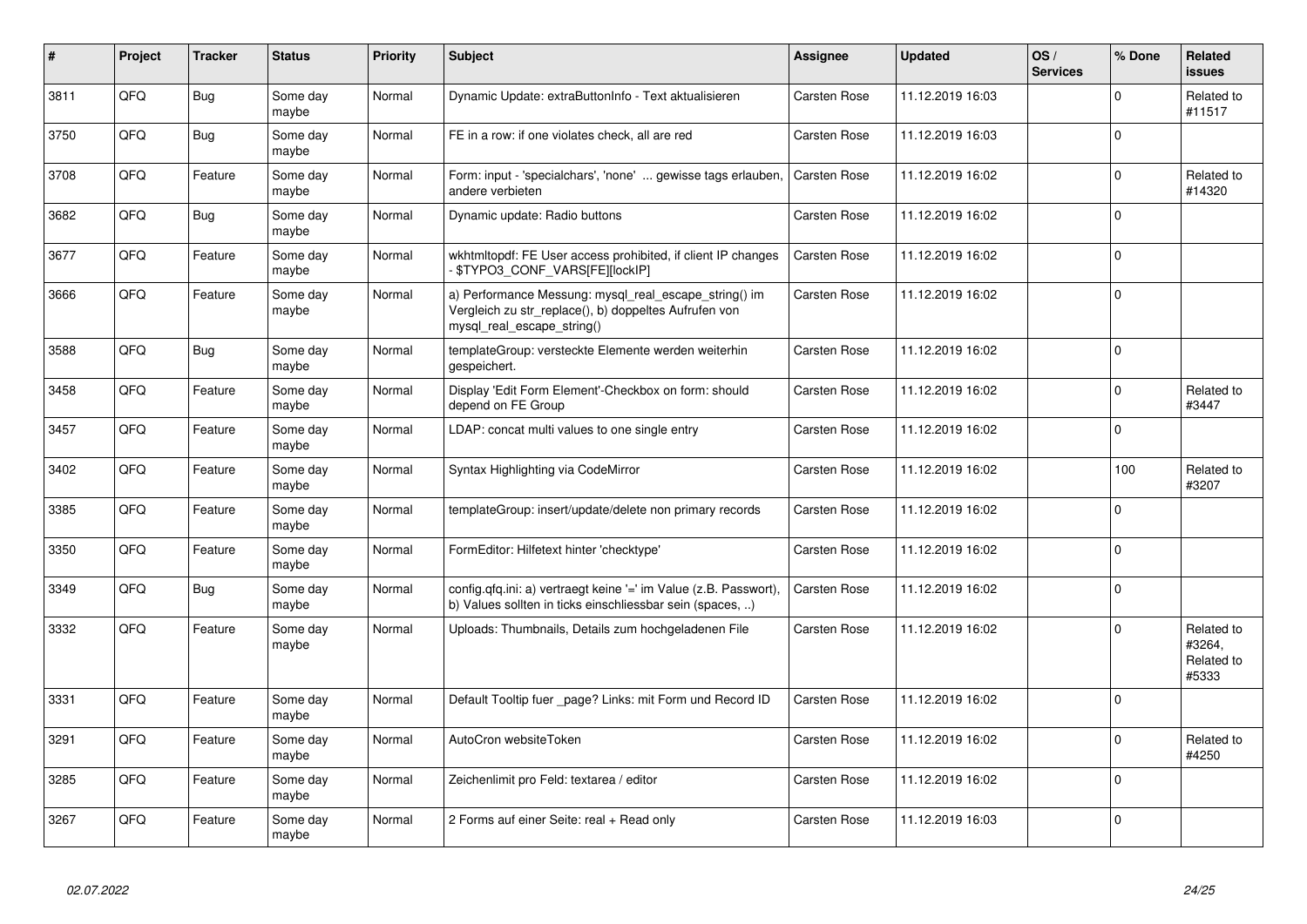| # | Project | Tracker | Status | Priority | Subject | Assignee | Updated | OS / Services | % Done | Related issues |
|---|---|---|---|---|---|---|---|---|---|---|
| 3811 | QFQ | Bug | Some day maybe | Normal | Dynamic Update: extraButtonInfo - Text aktualisieren | Carsten Rose | 11.12.2019 16:03 | | 0 | Related to #11517 |
| 3750 | QFQ | Bug | Some day maybe | Normal | FE in a row: if one violates check, all are red | Carsten Rose | 11.12.2019 16:03 | | 0 | |
| 3708 | QFQ | Feature | Some day maybe | Normal | Form: input - 'specialchars', 'none' ... gewisse tags erlauben, andere verbieten | Carsten Rose | 11.12.2019 16:02 | | 0 | Related to #14320 |
| 3682 | QFQ | Bug | Some day maybe | Normal | Dynamic update: Radio buttons | Carsten Rose | 11.12.2019 16:02 | | 0 | |
| 3677 | QFQ | Feature | Some day maybe | Normal | wkhtmltopdf: FE User access prohibited, if client IP changes - $TYPO3_CONF_VARS[FE][lockIP] | Carsten Rose | 11.12.2019 16:02 | | 0 | |
| 3666 | QFQ | Feature | Some day maybe | Normal | a) Performance Messung: mysql_real_escape_string() im Vergleich zu str_replace(), b) doppeltes Aufrufen von mysql_real_escape_string() | Carsten Rose | 11.12.2019 16:02 | | 0 | |
| 3588 | QFQ | Bug | Some day maybe | Normal | templateGroup: versteckte Elemente werden weiterhin gespeichert. | Carsten Rose | 11.12.2019 16:02 | | 0 | |
| 3458 | QFQ | Feature | Some day maybe | Normal | Display 'Edit Form Element'-Checkbox on form: should depend on FE Group | Carsten Rose | 11.12.2019 16:02 | | 0 | Related to #3447 |
| 3457 | QFQ | Feature | Some day maybe | Normal | LDAP: concat multi values to one single entry | Carsten Rose | 11.12.2019 16:02 | | 0 | |
| 3402 | QFQ | Feature | Some day maybe | Normal | Syntax Highlighting via CodeMirror | Carsten Rose | 11.12.2019 16:02 | | 100 | Related to #3207 |
| 3385 | QFQ | Feature | Some day maybe | Normal | templateGroup: insert/update/delete non primary records | Carsten Rose | 11.12.2019 16:02 | | 0 | |
| 3350 | QFQ | Feature | Some day maybe | Normal | FormEditor: Hilfetext hinter 'checktype' | Carsten Rose | 11.12.2019 16:02 | | 0 | |
| 3349 | QFQ | Bug | Some day maybe | Normal | config.qfq.ini: a) vertraegt keine '=' im Value (z.B. Passwort), b) Values sollten in ticks einschliessbar sein (spaces, ..) | Carsten Rose | 11.12.2019 16:02 | | 0 | |
| 3332 | QFQ | Feature | Some day maybe | Normal | Uploads: Thumbnails, Details zum hochgeladenen File | Carsten Rose | 11.12.2019 16:02 | | 0 | Related to #3264, Related to #5333 |
| 3331 | QFQ | Feature | Some day maybe | Normal | Default Tooltip fuer _page? Links: mit Form und Record ID | Carsten Rose | 11.12.2019 16:02 | | 0 | |
| 3291 | QFQ | Feature | Some day maybe | Normal | AutoCron websiteToken | Carsten Rose | 11.12.2019 16:02 | | 0 | Related to #4250 |
| 3285 | QFQ | Feature | Some day maybe | Normal | Zeichenlimit pro Feld: textarea / editor | Carsten Rose | 11.12.2019 16:02 | | 0 | |
| 3267 | QFQ | Feature | Some day maybe | Normal | 2 Forms auf einer Seite: real + Read only | Carsten Rose | 11.12.2019 16:03 | | 0 | |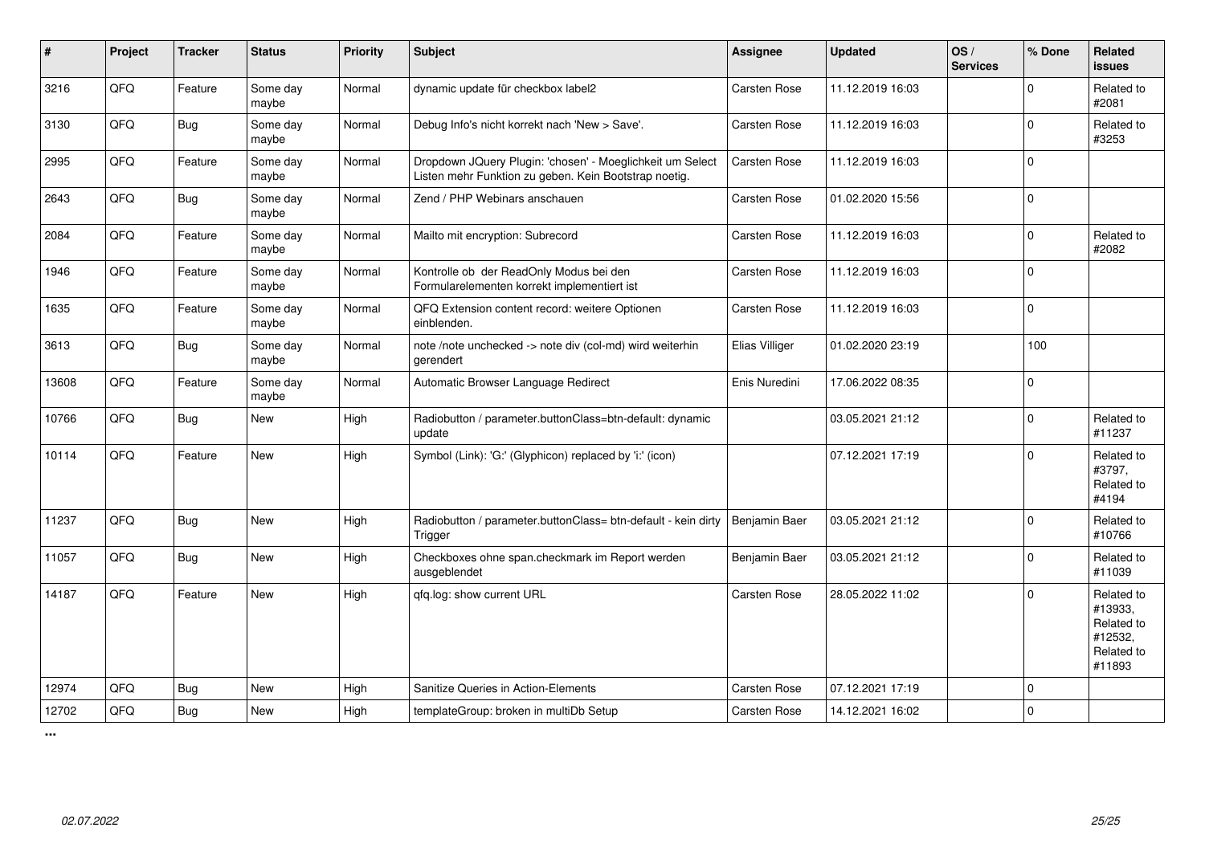| # | Project | Tracker | Status | Priority | Subject | Assignee | Updated | OS / Services | % Done | Related issues |
|---|---|---|---|---|---|---|---|---|---|---|
| 3216 | QFQ | Feature | Some day maybe | Normal | dynamic update für checkbox label2 | Carsten Rose | 11.12.2019 16:03 | | 0 | Related to #2081 |
| 3130 | QFQ | Bug | Some day maybe | Normal | Debug Info's nicht korrekt nach 'New > Save'. | Carsten Rose | 11.12.2019 16:03 | | 0 | Related to #3253 |
| 2995 | QFQ | Feature | Some day maybe | Normal | Dropdown JQuery Plugin: 'chosen' - Moeglichkeit um Select Listen mehr Funktion zu geben. Kein Bootstrap noetig. | Carsten Rose | 11.12.2019 16:03 | | 0 | |
| 2643 | QFQ | Bug | Some day maybe | Normal | Zend / PHP Webinars anschauen | Carsten Rose | 01.02.2020 15:56 | | 0 | |
| 2084 | QFQ | Feature | Some day maybe | Normal | Mailto mit encryption: Subrecord | Carsten Rose | 11.12.2019 16:03 | | 0 | Related to #2082 |
| 1946 | QFQ | Feature | Some day maybe | Normal | Kontrolle ob der ReadOnly Modus bei den Formularelementen korrekt implementiert ist | Carsten Rose | 11.12.2019 16:03 | | 0 | |
| 1635 | QFQ | Feature | Some day maybe | Normal | QFQ Extension content record: weitere Optionen einblenden. | Carsten Rose | 11.12.2019 16:03 | | 0 | |
| 3613 | QFQ | Bug | Some day maybe | Normal | note /note unchecked -> note div (col-md) wird weiterhin gerendert | Elias Villiger | 01.02.2020 23:19 | | 100 | |
| 13608 | QFQ | Feature | Some day maybe | Normal | Automatic Browser Language Redirect | Enis Nuredini | 17.06.2022 08:35 | | 0 | |
| 10766 | QFQ | Bug | New | High | Radiobutton / parameter.buttonClass=btn-default: dynamic update | | 03.05.2021 21:12 | | 0 | Related to #11237 |
| 10114 | QFQ | Feature | New | High | Symbol (Link): 'G:' (Glyphicon) replaced by 'i:' (icon) | | 07.12.2021 17:19 | | 0 | Related to #3797, Related to #4194 |
| 11237 | QFQ | Bug | New | High | Radiobutton / parameter.buttonClass= btn-default - kein dirty Trigger | Benjamin Baer | 03.05.2021 21:12 | | 0 | Related to #10766 |
| 11057 | QFQ | Bug | New | High | Checkboxes ohne span.checkmark im Report werden ausgeblendet | Benjamin Baer | 03.05.2021 21:12 | | 0 | Related to #11039 |
| 14187 | QFQ | Feature | New | High | qfq.log: show current URL | Carsten Rose | 28.05.2022 11:02 | | 0 | Related to #13933, Related to #12532, Related to #11893 |
| 12974 | QFQ | Bug | New | High | Sanitize Queries in Action-Elements | Carsten Rose | 07.12.2021 17:19 | | 0 | |
| 12702 | QFQ | Bug | New | High | templateGroup: broken in multiDb Setup | Carsten Rose | 14.12.2021 16:02 | | 0 | |

...